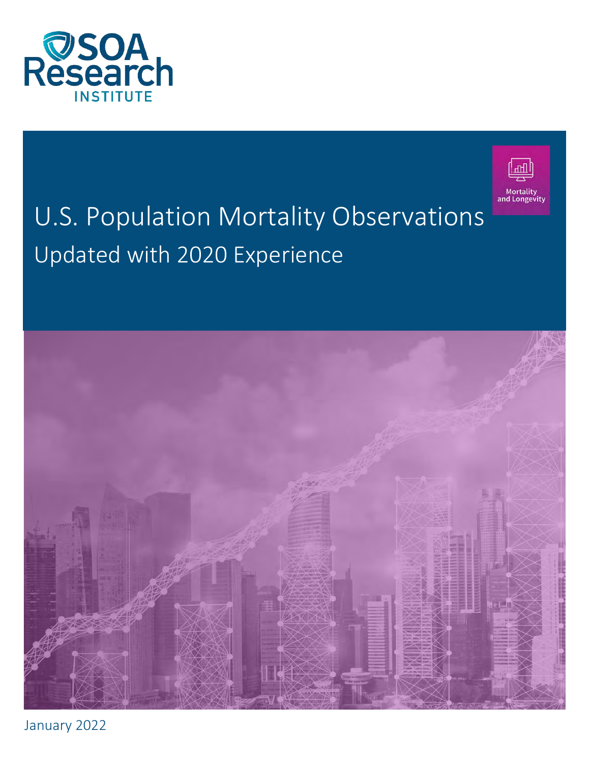SOA Research INSTITUTE

Mortality and Longevity

# U.S. Population Mortality Observations

## Updated with 2020 Experience

January 2022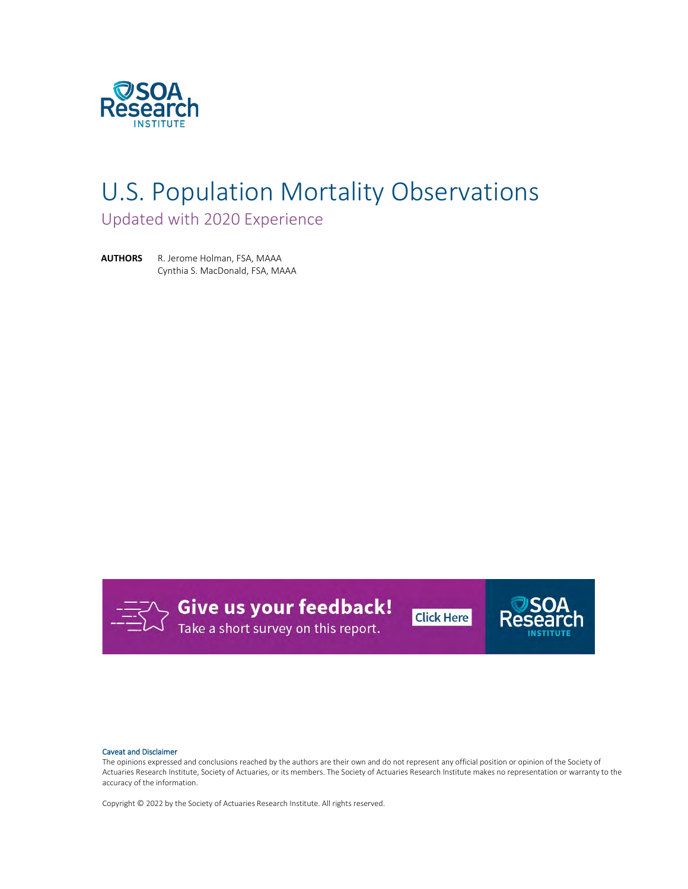# U.S. Population Mortality Observations

## Updated with 2020 Experience

**AUTHORS** R. Jerome Holman, FSA, MAAA
Cynthia S. MacDonald, FSA, MAAA

**Give us your feedback!**
Take a short survey on this report.

Click Here

Caveat and Disclaimer

The opinions expressed and conclusions reached by the authors are their own and do not represent any official position or opinion of the Society of Actuaries Research Institute, Society of Actuaries, or its members. The Society of Actuaries Research Institute makes no representation or warranty to the accuracy of the information.

Copyright © 2022 by the Society of Actuaries Research Institute. All rights reserved.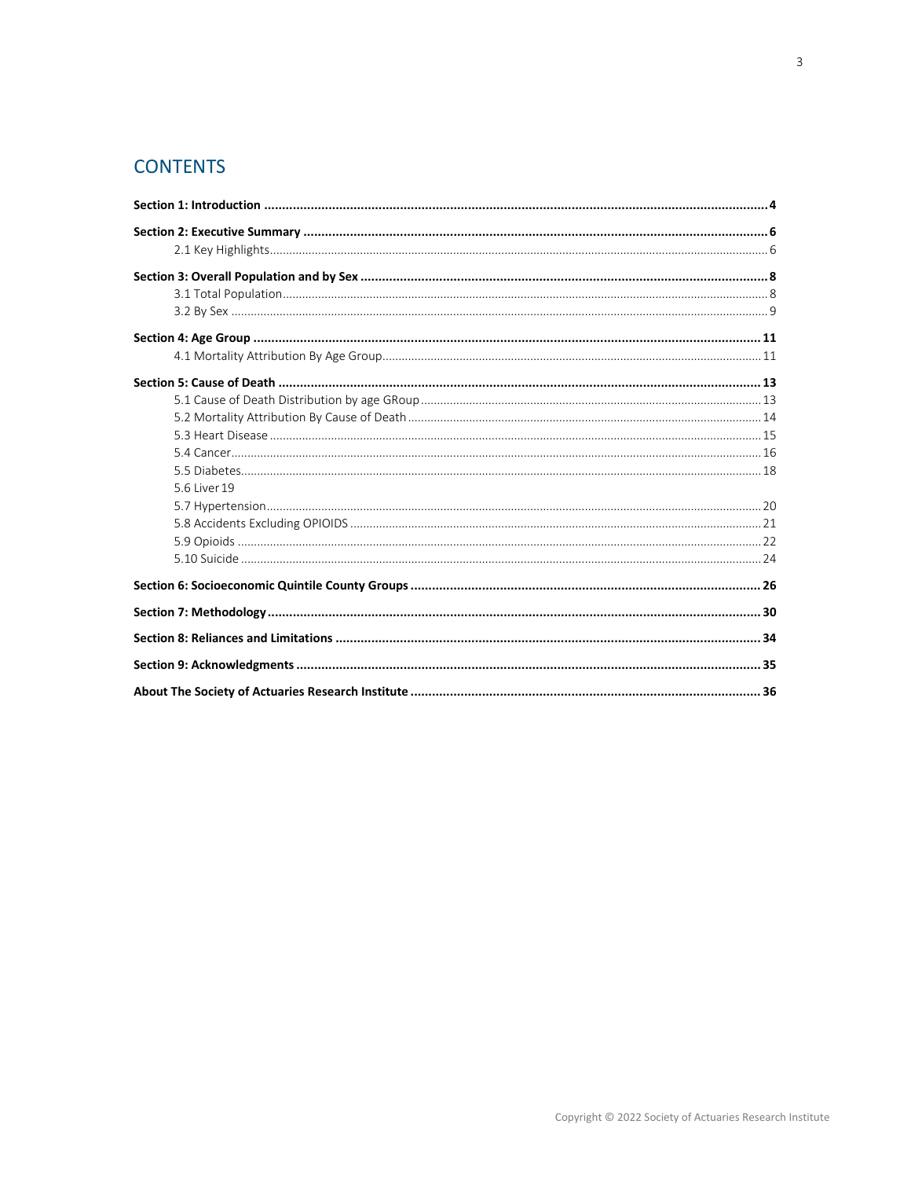# CONTENTS

**Section 1: Introduction** ............................................................ **4**

**Section 2: Executive Summary** ............................................................ **6**

- 2.1 Key Highlights ............................................................ 6

**Section 3: Overall Population and by Sex** ............................................................ **8**

- 3.1 Total Population ............................................................ 8
- 3.2 By Sex ............................................................ 9

**Section 4: Age Group** ............................................................ **11**

- 4.1 Mortality Attribution By Age Group ............................................................ 11

**Section 5: Cause of Death** ............................................................ **13**

- 5.1 Cause of Death Distribution by age GRoup ............................................................ 13
- 5.2 Mortality Attribution By Cause of Death ............................................................ 14
- 5.3 Heart Disease ............................................................ 15
- 5.4 Cancer ............................................................ 16
- 5.5 Diabetes ............................................................ 18
- 5.6 Liver 19
- 5.7 Hypertension ............................................................ 20
- 5.8 Accidents Excluding OPIOIDS ............................................................ 21
- 5.9 Opioids ............................................................ 22
- 5.10 Suicide ............................................................ 24

**Section 6: Socioeconomic Quintile County Groups** ............................................................ **26**

**Section 7: Methodology** ............................................................ **30**

**Section 8: Reliances and Limitations** ............................................................ **34**

**Section 9: Acknowledgments** ............................................................ **35**

**About The Society of Actuaries Research Institute** ............................................................ **36**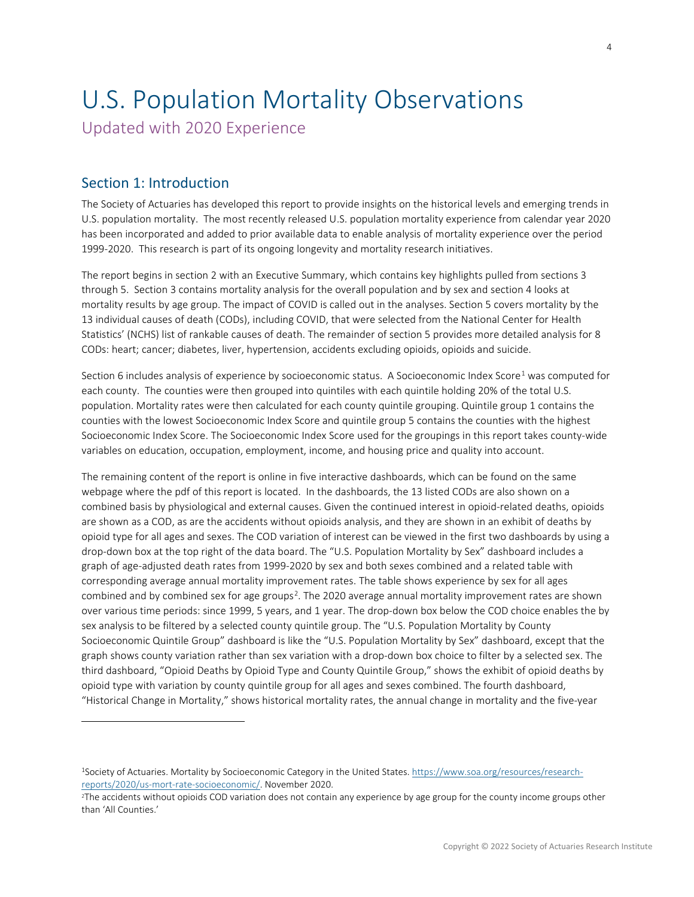# U.S. Population Mortality Observations

Updated with 2020 Experience

## Section 1: Introduction

The Society of Actuaries has developed this report to provide insights on the historical levels and emerging trends in U.S. population mortality. The most recently released U.S. population mortality experience from calendar year 2020 has been incorporated and added to prior available data to enable analysis of mortality experience over the period 1999-2020. This research is part of its ongoing longevity and mortality research initiatives.

The report begins in section 2 with an Executive Summary, which contains key highlights pulled from sections 3 through 5. Section 3 contains mortality analysis for the overall population and by sex and section 4 looks at mortality results by age group. The impact of COVID is called out in the analyses. Section 5 covers mortality by the 13 individual causes of death (CODs), including COVID, that were selected from the National Center for Health Statistics' (NCHS) list of rankable causes of death. The remainder of section 5 provides more detailed analysis for 8 CODs: heart; cancer; diabetes, liver, hypertension, accidents excluding opioids, opioids and suicide.

Section 6 includes analysis of experience by socioeconomic status. A Socioeconomic Index Score[1] was computed for each county. The counties were then grouped into quintiles with each quintile holding 20% of the total U.S. population. Mortality rates were then calculated for each county quintile grouping. Quintile group 1 contains the counties with the lowest Socioeconomic Index Score and quintile group 5 contains the counties with the highest Socioeconomic Index Score. The Socioeconomic Index Score used for the groupings in this report takes county-wide variables on education, occupation, employment, income, and housing price and quality into account.

The remaining content of the report is online in five interactive dashboards, which can be found on the same webpage where the pdf of this report is located. In the dashboards, the 13 listed CODs are also shown on a combined basis by physiological and external causes. Given the continued interest in opioid-related deaths, opioids are shown as a COD, as are the accidents without opioids analysis, and they are shown in an exhibit of deaths by opioid type for all ages and sexes. The COD variation of interest can be viewed in the first two dashboards by using a drop-down box at the top right of the data board. The "U.S. Population Mortality by Sex" dashboard includes a graph of age-adjusted death rates from 1999-2020 by sex and both sexes combined and a related table with corresponding average annual mortality improvement rates. The table shows experience by sex for all ages combined and by combined sex for age groups[2]. The 2020 average annual mortality improvement rates are shown over various time periods: since 1999, 5 years, and 1 year. The drop-down box below the COD choice enables the by sex analysis to be filtered by a selected county quintile group. The "U.S. Population Mortality by County Socioeconomic Quintile Group" dashboard is like the "U.S. Population Mortality by Sex" dashboard, except that the graph shows county variation rather than sex variation with a drop-down box choice to filter by a selected sex. The third dashboard, "Opioid Deaths by Opioid Type and County Quintile Group," shows the exhibit of opioid deaths by opioid type with variation by county quintile group for all ages and sexes combined. The fourth dashboard, "Historical Change in Mortality," shows historical mortality rates, the annual change in mortality and the five-year

---

[1] Society of Actuaries. Mortality by Socioeconomic Category in the United States. https://www.soa.org/resources/research-reports/2020/us-mort-rate-socioeconomic/. November 2020.

[2] The accidents without opioids COD variation does not contain any experience by age group for the county income groups other than 'All Counties.'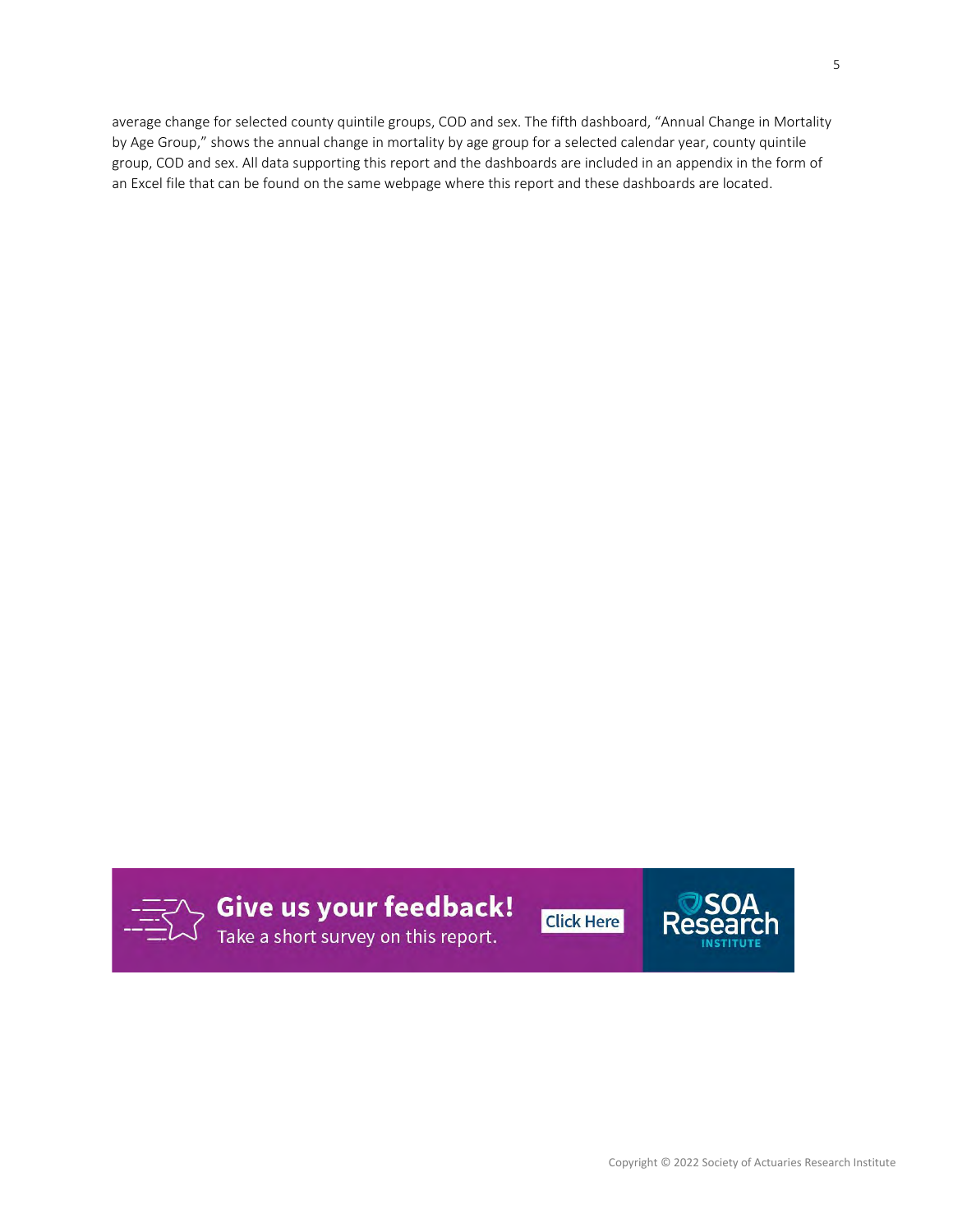average change for selected county quintile groups, COD and sex. The fifth dashboard, "Annual Change in Mortality by Age Group," shows the annual change in mortality by age group for a selected calendar year, county quintile group, COD and sex. All data supporting this report and the dashboards are included in an appendix in the form of an Excel file that can be found on the same webpage where this report and these dashboards are located.

**Give us your feedback!**
Take a short survey on this report.

Click Here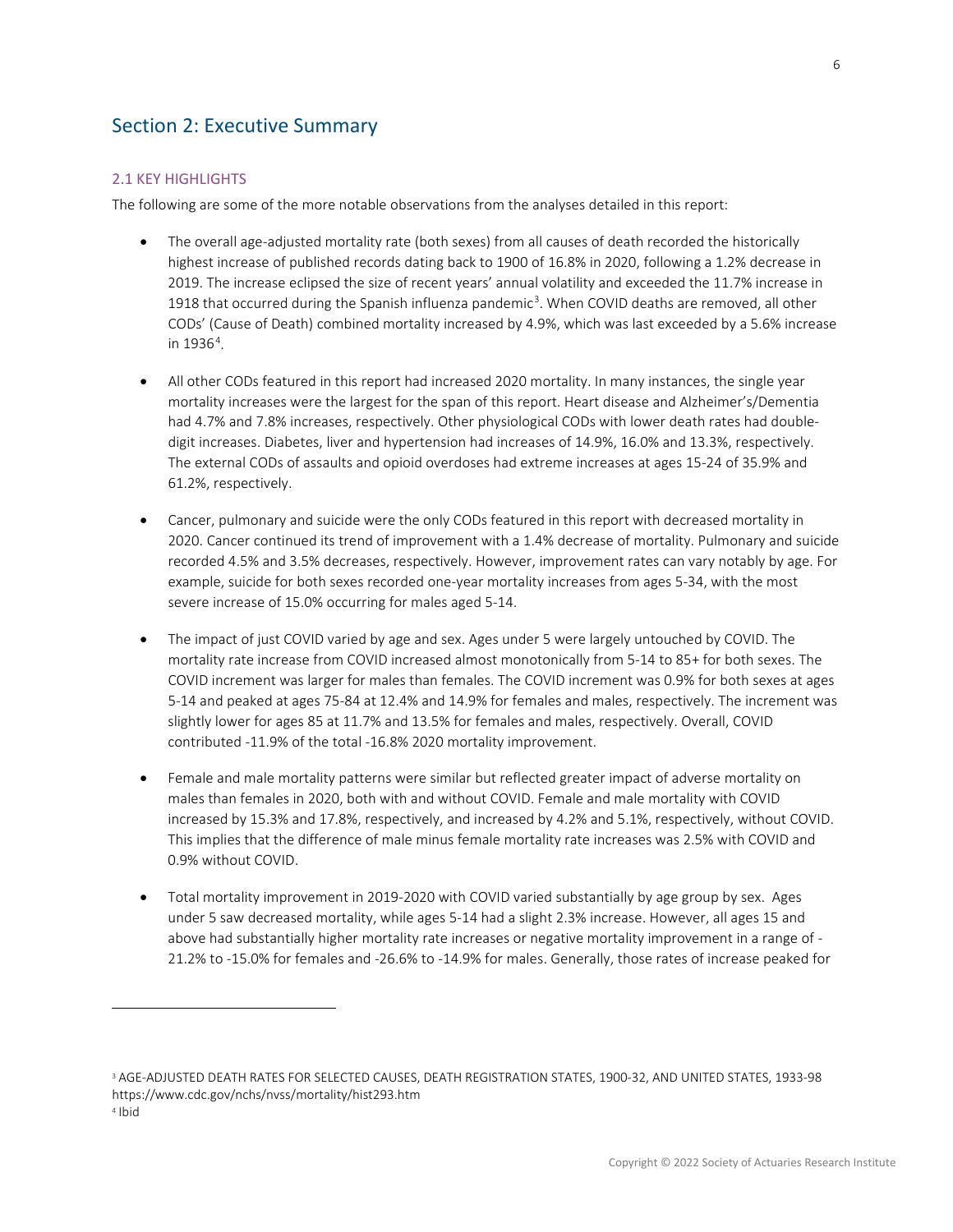## Section 2: Executive Summary

### 2.1 KEY HIGHLIGHTS

The following are some of the more notable observations from the analyses detailed in this report:

- The overall age-adjusted mortality rate (both sexes) from all causes of death recorded the historically highest increase of published records dating back to 1900 of 16.8% in 2020, following a 1.2% decrease in 2019. The increase eclipsed the size of recent years' annual volatility and exceeded the 11.7% increase in 1918 that occurred during the Spanish influenza pandemic[3]. When COVID deaths are removed, all other CODs' (Cause of Death) combined mortality increased by 4.9%, which was last exceeded by a 5.6% increase in 1936[4].

- All other CODs featured in this report had increased 2020 mortality. In many instances, the single year mortality increases were the largest for the span of this report. Heart disease and Alzheimer's/Dementia had 4.7% and 7.8% increases, respectively. Other physiological CODs with lower death rates had double-digit increases. Diabetes, liver and hypertension had increases of 14.9%, 16.0% and 13.3%, respectively. The external CODs of assaults and opioid overdoses had extreme increases at ages 15-24 of 35.9% and 61.2%, respectively.

- Cancer, pulmonary and suicide were the only CODs featured in this report with decreased mortality in 2020. Cancer continued its trend of improvement with a 1.4% decrease of mortality. Pulmonary and suicide recorded 4.5% and 3.5% decreases, respectively. However, improvement rates can vary notably by age. For example, suicide for both sexes recorded one-year mortality increases from ages 5-34, with the most severe increase of 15.0% occurring for males aged 5-14.

- The impact of just COVID varied by age and sex. Ages under 5 were largely untouched by COVID. The mortality rate increase from COVID increased almost monotonically from 5-14 to 85+ for both sexes. The COVID increment was larger for males than females. The COVID increment was 0.9% for both sexes at ages 5-14 and peaked at ages 75-84 at 12.4% and 14.9% for females and males, respectively. The increment was slightly lower for ages 85 at 11.7% and 13.5% for females and males, respectively. Overall, COVID contributed -11.9% of the total -16.8% 2020 mortality improvement.

- Female and male mortality patterns were similar but reflected greater impact of adverse mortality on males than females in 2020, both with and without COVID. Female and male mortality with COVID increased by 15.3% and 17.8%, respectively, and increased by 4.2% and 5.1%, respectively, without COVID. This implies that the difference of male minus female mortality rate increases was 2.5% with COVID and 0.9% without COVID.

- Total mortality improvement in 2019-2020 with COVID varied substantially by age group by sex. Ages under 5 saw decreased mortality, while ages 5-14 had a slight 2.3% increase. However, all ages 15 and above had substantially higher mortality rate increases or negative mortality improvement in a range of -21.2% to -15.0% for females and -26.6% to -14.9% for males. Generally, those rates of increase peaked for

---

[3] AGE-ADJUSTED DEATH RATES FOR SELECTED CAUSES, DEATH REGISTRATION STATES, 1900-32, AND UNITED STATES, 1933-98 https://www.cdc.gov/nchs/nvss/mortality/hist293.htm

[4] Ibid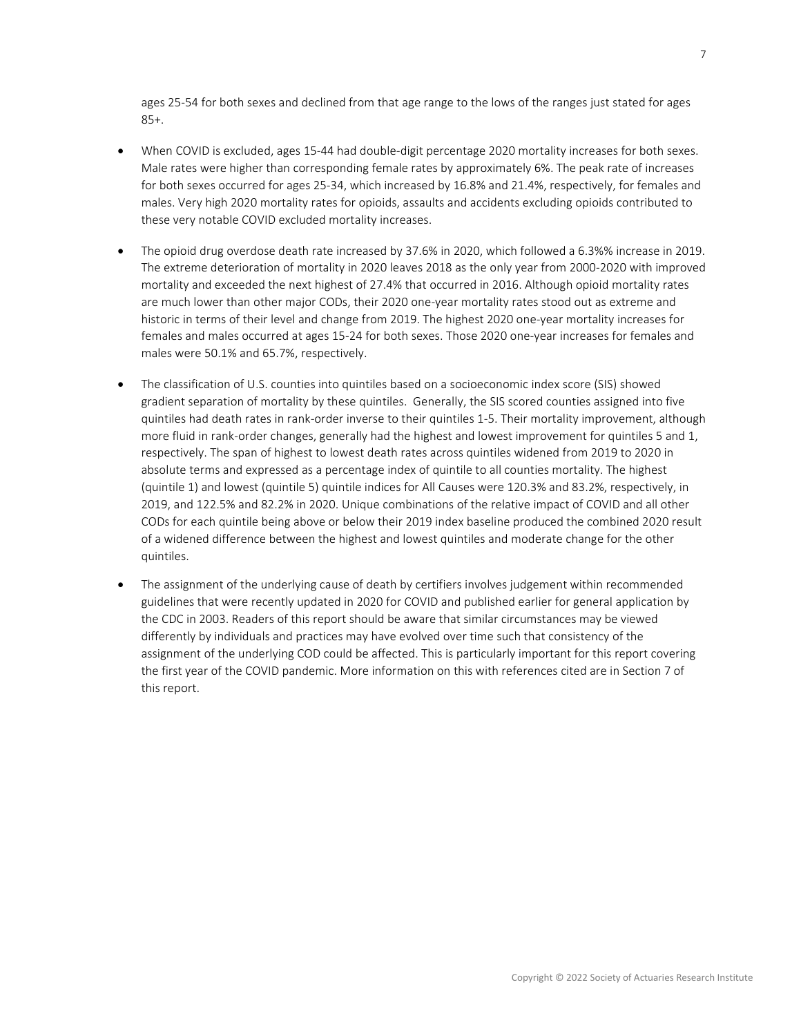ages 25-54 for both sexes and declined from that age range to the lows of the ranges just stated for ages 85+.

- When COVID is excluded, ages 15-44 had double-digit percentage 2020 mortality increases for both sexes. Male rates were higher than corresponding female rates by approximately 6%. The peak rate of increases for both sexes occurred for ages 25-34, which increased by 16.8% and 21.4%, respectively, for females and males. Very high 2020 mortality rates for opioids, assaults and accidents excluding opioids contributed to these very notable COVID excluded mortality increases.

- The opioid drug overdose death rate increased by 37.6% in 2020, which followed a 6.3%% increase in 2019. The extreme deterioration of mortality in 2020 leaves 2018 as the only year from 2000-2020 with improved mortality and exceeded the next highest of 27.4% that occurred in 2016. Although opioid mortality rates are much lower than other major CODs, their 2020 one-year mortality rates stood out as extreme and historic in terms of their level and change from 2019. The highest 2020 one-year mortality increases for females and males occurred at ages 15-24 for both sexes. Those 2020 one-year increases for females and males were 50.1% and 65.7%, respectively.

- The classification of U.S. counties into quintiles based on a socioeconomic index score (SIS) showed gradient separation of mortality by these quintiles. Generally, the SIS scored counties assigned into five quintiles had death rates in rank-order inverse to their quintiles 1-5. Their mortality improvement, although more fluid in rank-order changes, generally had the highest and lowest improvement for quintiles 5 and 1, respectively. The span of highest to lowest death rates across quintiles widened from 2019 to 2020 in absolute terms and expressed as a percentage index of quintile to all counties mortality. The highest (quintile 1) and lowest (quintile 5) quintile indices for All Causes were 120.3% and 83.2%, respectively, in 2019, and 122.5% and 82.2% in 2020. Unique combinations of the relative impact of COVID and all other CODs for each quintile being above or below their 2019 index baseline produced the combined 2020 result of a widened difference between the highest and lowest quintiles and moderate change for the other quintiles.

- The assignment of the underlying cause of death by certifiers involves judgement within recommended guidelines that were recently updated in 2020 for COVID and published earlier for general application by the CDC in 2003. Readers of this report should be aware that similar circumstances may be viewed differently by individuals and practices may have evolved over time such that consistency of the assignment of the underlying COD could be affected. This is particularly important for this report covering the first year of the COVID pandemic. More information on this with references cited are in Section 7 of this report.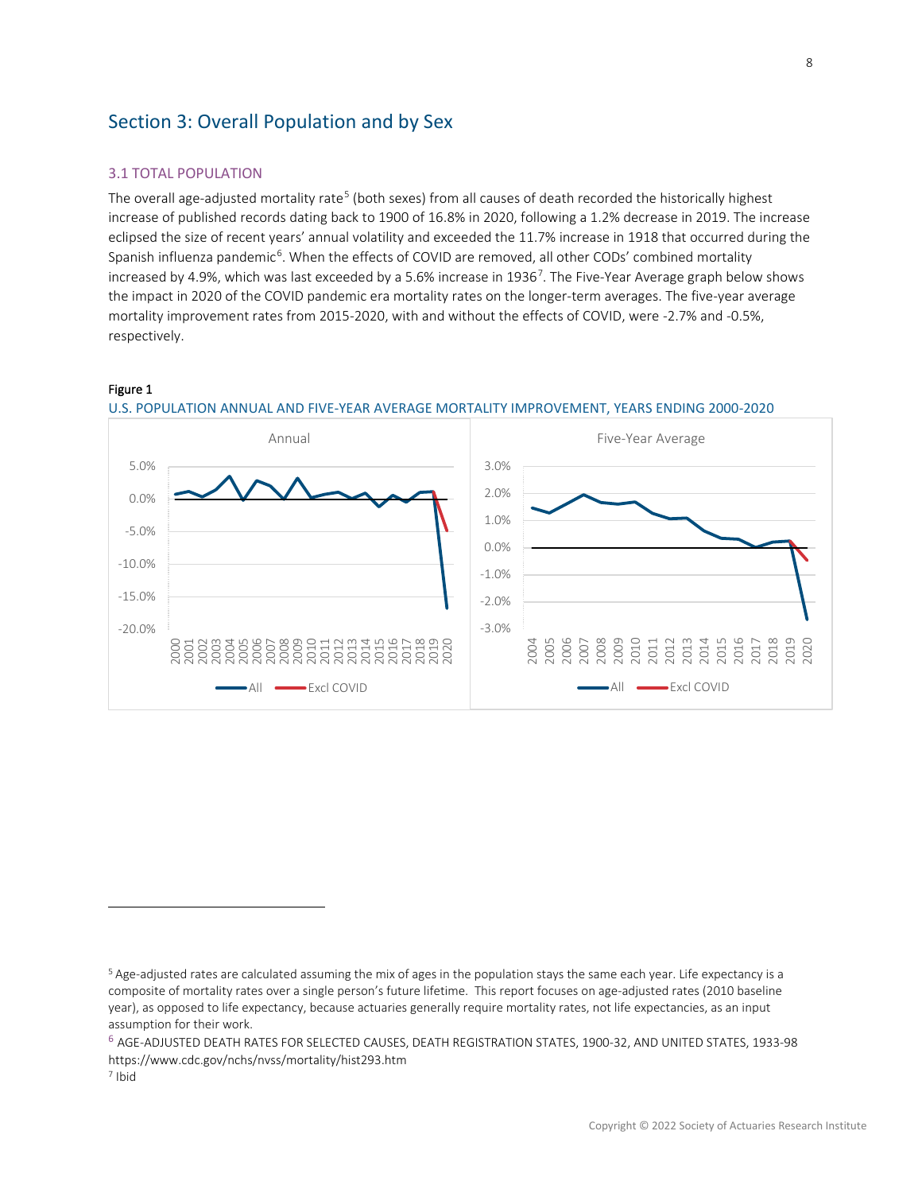## Section 3: Overall Population and by Sex

### 3.1 TOTAL POPULATION

The overall age-adjusted mortality rate[5] (both sexes) from all causes of death recorded the historically highest increase of published records dating back to 1900 of 16.8% in 2020, following a 1.2% decrease in 2019. The increase eclipsed the size of recent years' annual volatility and exceeded the 11.7% increase in 1918 that occurred during the Spanish influenza pandemic[6]. When the effects of COVID are removed, all other CODs' combined mortality increased by 4.9%, which was last exceeded by a 5.6% increase in 1936[7]. The Five-Year Average graph below shows the impact in 2020 of the COVID pandemic era mortality rates on the longer-term averages. The five-year average mortality improvement rates from 2015-2020, with and without the effects of COVID, were -2.7% and -0.5%, respectively.

**Figure 1**

U.S. POPULATION ANNUAL AND FIVE-YEAR AVERAGE MORTALITY IMPROVEMENT, YEARS ENDING 2000-2020

[5] Age-adjusted rates are calculated assuming the mix of ages in the population stays the same each year. Life expectancy is a composite of mortality rates over a single person's future lifetime. This report focuses on age-adjusted rates (2010 baseline year), as opposed to life expectancy, because actuaries generally require mortality rates, not life expectancies, as an input assumption for their work.

[6] AGE-ADJUSTED DEATH RATES FOR SELECTED CAUSES, DEATH REGISTRATION STATES, 1900-32, AND UNITED STATES, 1933-98 https://www.cdc.gov/nchs/nvss/mortality/hist293.htm

[7] Ibid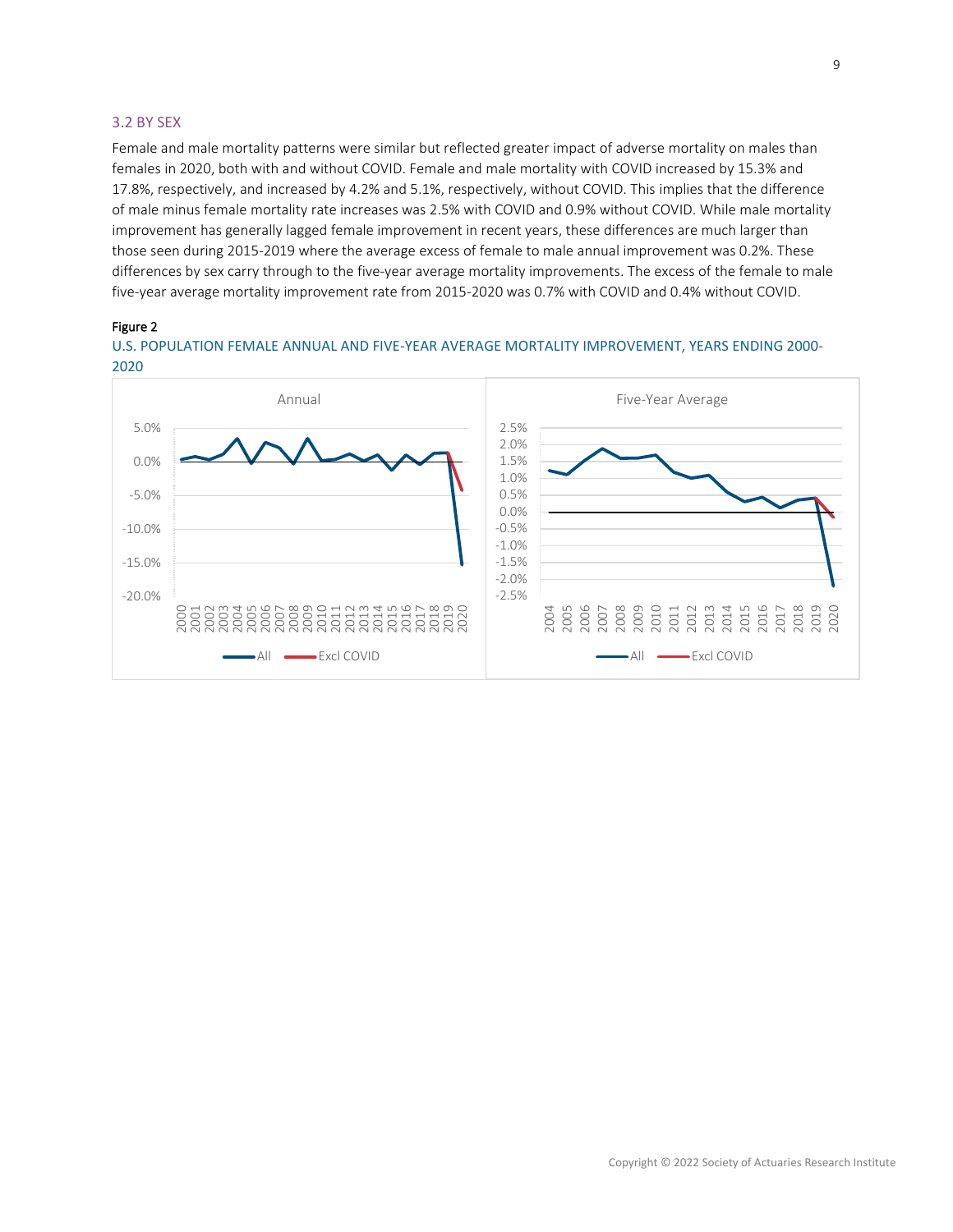### 3.2 BY SEX

Female and male mortality patterns were similar but reflected greater impact of adverse mortality on males than females in 2020, both with and without COVID. Female and male mortality with COVID increased by 15.3% and 17.8%, respectively, and increased by 4.2% and 5.1%, respectively, without COVID. This implies that the difference of male minus female mortality rate increases was 2.5% with COVID and 0.9% without COVID. While male mortality improvement has generally lagged female improvement in recent years, these differences are much larger than those seen during 2015-2019 where the average excess of female to male annual improvement was 0.2%. These differences by sex carry through to the five-year average mortality improvements. The excess of the female to male five-year average mortality improvement rate from 2015-2020 was 0.7% with COVID and 0.4% without COVID.

**Figure 2**

U.S. POPULATION FEMALE ANNUAL AND FIVE-YEAR AVERAGE MORTALITY IMPROVEMENT, YEARS ENDING 2000-2020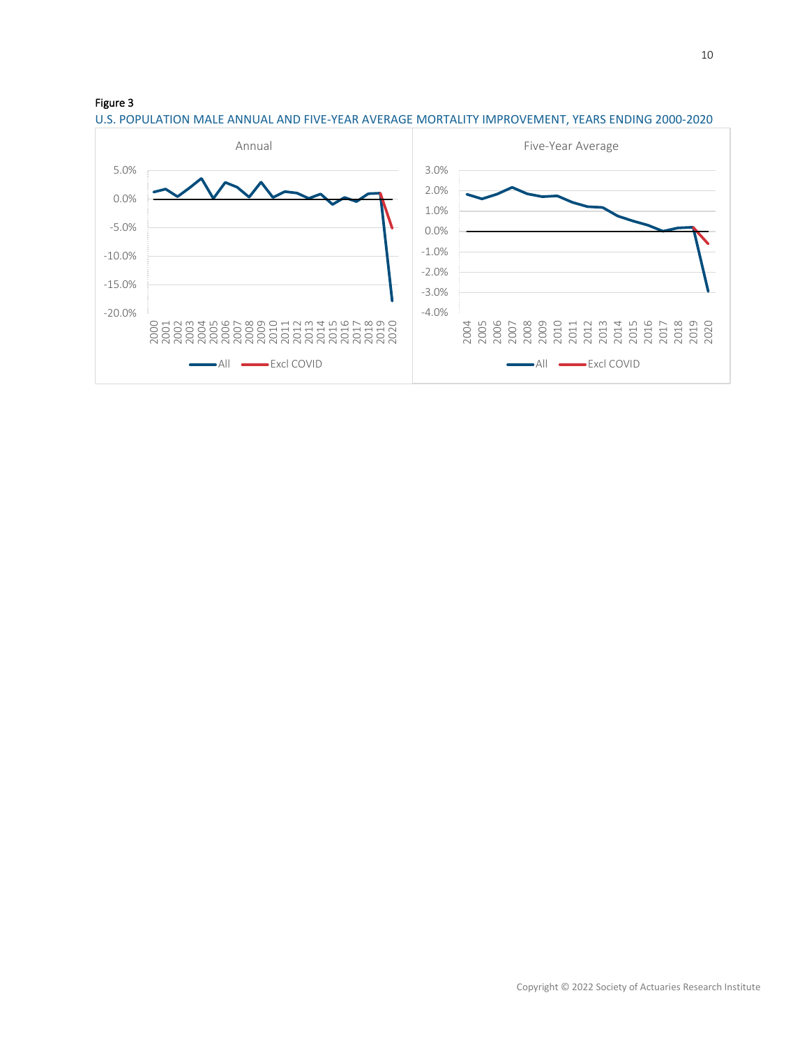Figure 3

U.S. POPULATION MALE ANNUAL AND FIVE-YEAR AVERAGE MORTALITY IMPROVEMENT, YEARS ENDING 2000-2020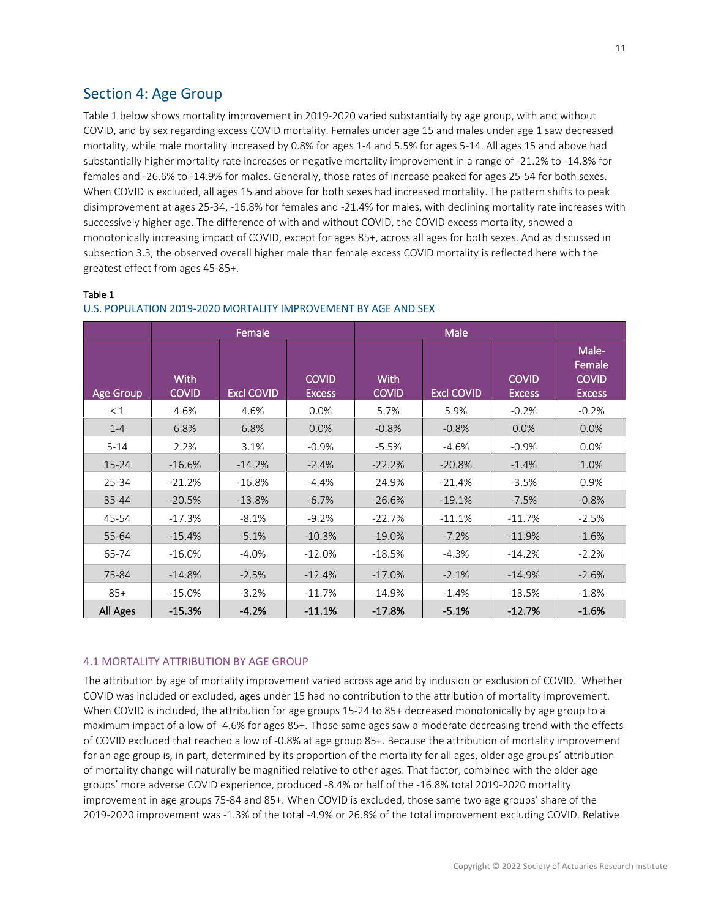## Section 4: Age Group

Table 1 below shows mortality improvement in 2019-2020 varied substantially by age group, with and without COVID, and by sex regarding excess COVID mortality. Females under age 15 and males under age 1 saw decreased mortality, while male mortality increased by 0.8% for ages 1-4 and 5.5% for ages 5-14. All ages 15 and above had substantially higher mortality rate increases or negative mortality improvement in a range of -21.2% to -14.8% for females and -26.6% to -14.9% for males. Generally, those rates of increase peaked for ages 25-54 for both sexes. When COVID is excluded, all ages 15 and above for both sexes had increased mortality. The pattern shifts to peak disimprovement at ages 25-34, -16.8% for females and -21.4% for males, with declining mortality rate increases with successively higher age. The difference of with and without COVID, the COVID excess mortality, showed a monotonically increasing impact of COVID, except for ages 85+, across all ages for both sexes. And as discussed in subsection 3.3, the observed overall higher male than female excess COVID mortality is reflected here with the greatest effect from ages 45-85+.

Table 1

U.S. POPULATION 2019-2020 MORTALITY IMPROVEMENT BY AGE AND SEX

| | Female | | | Male | | | |
|---|---|---|---|---|---|---|---|
| Age Group | With COVID | Excl COVID | COVID Excess | With COVID | Excl COVID | COVID Excess | Male-Female COVID Excess |
| < 1 | 4.6% | 4.6% | 0.0% | 5.7% | 5.9% | -0.2% | -0.2% |
| 1-4 | 6.8% | 6.8% | 0.0% | -0.8% | -0.8% | 0.0% | 0.0% |
| 5-14 | 2.2% | 3.1% | -0.9% | -5.5% | -4.6% | -0.9% | 0.0% |
| 15-24 | -16.6% | -14.2% | -2.4% | -22.2% | -20.8% | -1.4% | 1.0% |
| 25-34 | -21.2% | -16.8% | -4.4% | -24.9% | -21.4% | -3.5% | 0.9% |
| 35-44 | -20.5% | -13.8% | -6.7% | -26.6% | -19.1% | -7.5% | -0.8% |
| 45-54 | -17.3% | -8.1% | -9.2% | -22.7% | -11.1% | -11.7% | -2.5% |
| 55-64 | -15.4% | -5.1% | -10.3% | -19.0% | -7.2% | -11.9% | -1.6% |
| 65-74 | -16.0% | -4.0% | -12.0% | -18.5% | -4.3% | -14.2% | -2.2% |
| 75-84 | -14.8% | -2.5% | -12.4% | -17.0% | -2.1% | -14.9% | -2.6% |
| 85+ | -15.0% | -3.2% | -11.7% | -14.9% | -1.4% | -13.5% | -1.8% |
| **All Ages** | **-15.3%** | **-4.2%** | **-11.1%** | **-17.8%** | **-5.1%** | **-12.7%** | **-1.6%** |

### 4.1 MORTALITY ATTRIBUTION BY AGE GROUP

The attribution by age of mortality improvement varied across age and by inclusion or exclusion of COVID. Whether COVID was included or excluded, ages under 15 had no contribution to the attribution of mortality improvement. When COVID is included, the attribution for age groups 15-24 to 85+ decreased monotonically by age group to a maximum impact of a low of -4.6% for ages 85+. Those same ages saw a moderate decreasing trend with the effects of COVID excluded that reached a low of -0.8% at age group 85+. Because the attribution of mortality improvement for an age group is, in part, determined by its proportion of the mortality for all ages, older age groups' attribution of mortality change will naturally be magnified relative to other ages. That factor, combined with the older age groups' more adverse COVID experience, produced -8.4% or half of the -16.8% total 2019-2020 mortality improvement in age groups 75-84 and 85+. When COVID is excluded, those same two age groups' share of the 2019-2020 improvement was -1.3% of the total -4.9% or 26.8% of the total improvement excluding COVID. Relative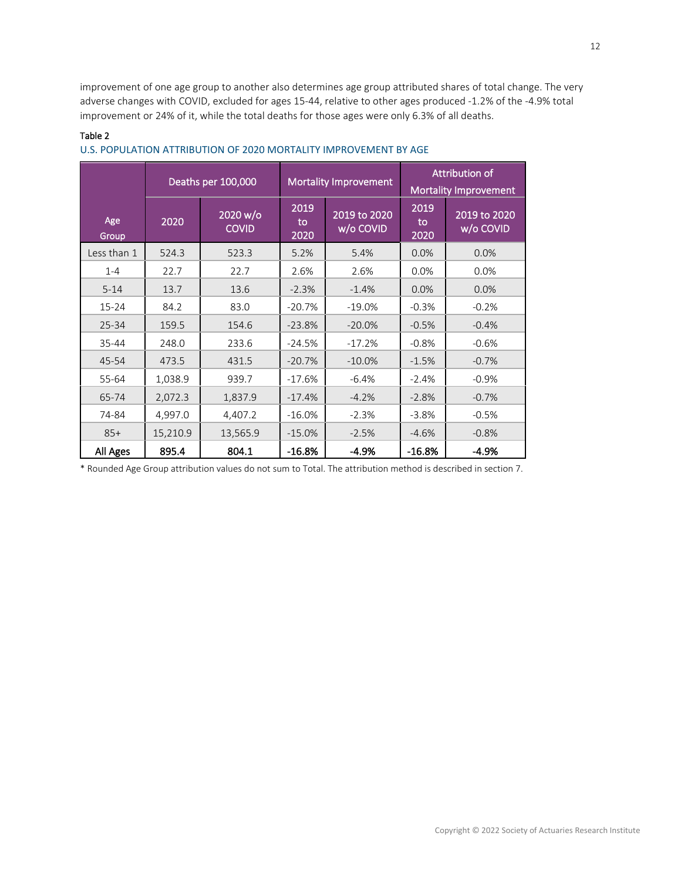improvement of one age group to another also determines age group attributed shares of total change. The very adverse changes with COVID, excluded for ages 15-44, relative to other ages produced -1.2% of the -4.9% total improvement or 24% of it, while the total deaths for those ages were only 6.3% of all deaths.

Table 2

U.S. POPULATION ATTRIBUTION OF 2020 MORTALITY IMPROVEMENT BY AGE

| Age Group | Deaths per 100,000 | | Mortality Improvement | | Attribution of Mortality Improvement | |
|---|---|---|---|---|---|---|
| | 2020 | 2020 w/o COVID | 2019 to 2020 | 2019 to 2020 w/o COVID | 2019 to 2020 | 2019 to 2020 w/o COVID |
| Less than 1 | 524.3 | 523.3 | 5.2% | 5.4% | 0.0% | 0.0% |
| 1-4 | 22.7 | 22.7 | 2.6% | 2.6% | 0.0% | 0.0% |
| 5-14 | 13.7 | 13.6 | -2.3% | -1.4% | 0.0% | 0.0% |
| 15-24 | 84.2 | 83.0 | -20.7% | -19.0% | -0.3% | -0.2% |
| 25-34 | 159.5 | 154.6 | -23.8% | -20.0% | -0.5% | -0.4% |
| 35-44 | 248.0 | 233.6 | -24.5% | -17.2% | -0.8% | -0.6% |
| 45-54 | 473.5 | 431.5 | -20.7% | -10.0% | -1.5% | -0.7% |
| 55-64 | 1,038.9 | 939.7 | -17.6% | -6.4% | -2.4% | -0.9% |
| 65-74 | 2,072.3 | 1,837.9 | -17.4% | -4.2% | -2.8% | -0.7% |
| 74-84 | 4,997.0 | 4,407.2 | -16.0% | -2.3% | -3.8% | -0.5% |
| 85+ | 15,210.9 | 13,565.9 | -15.0% | -2.5% | -4.6% | -0.8% |
| **All Ages** | **895.4** | **804.1** | **-16.8%** | **-4.9%** | **-16.8%** | **-4.9%** |

* Rounded Age Group attribution values do not sum to Total. The attribution method is described in section 7.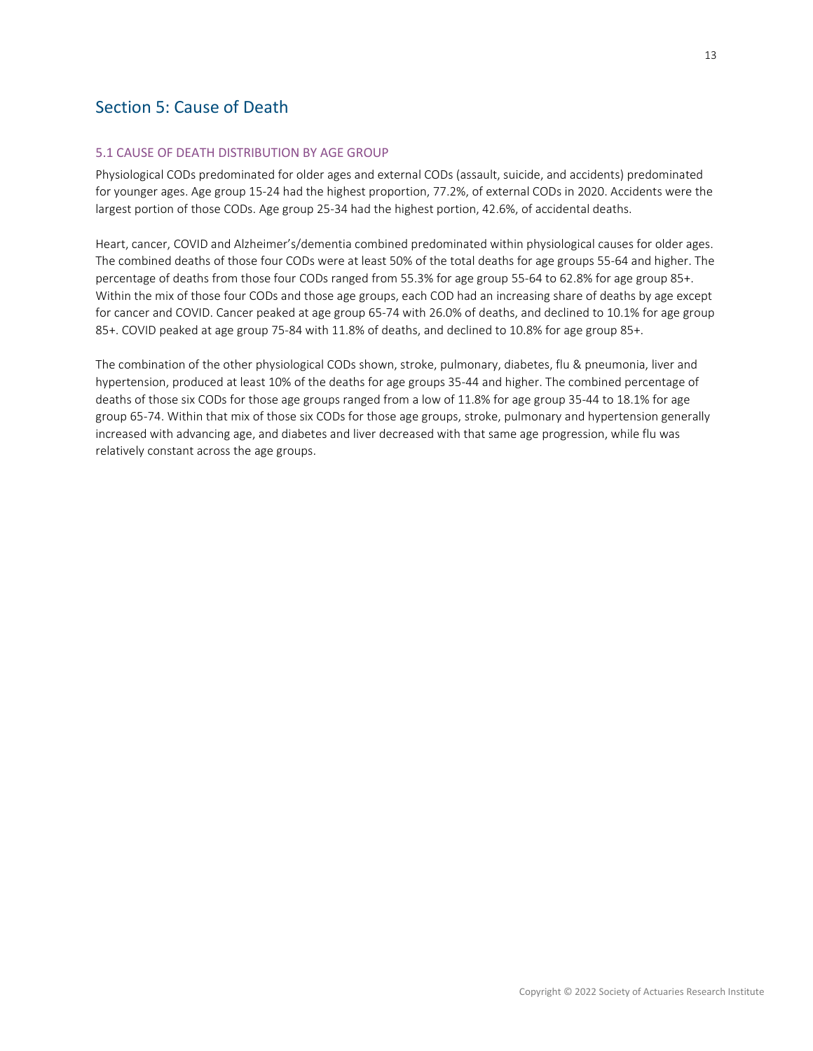# Section 5: Cause of Death

## 5.1 CAUSE OF DEATH DISTRIBUTION BY AGE GROUP

Physiological CODs predominated for older ages and external CODs (assault, suicide, and accidents) predominated for younger ages. Age group 15-24 had the highest proportion, 77.2%, of external CODs in 2020. Accidents were the largest portion of those CODs. Age group 25-34 had the highest portion, 42.6%, of accidental deaths.

Heart, cancer, COVID and Alzheimer's/dementia combined predominated within physiological causes for older ages. The combined deaths of those four CODs were at least 50% of the total deaths for age groups 55-64 and higher. The percentage of deaths from those four CODs ranged from 55.3% for age group 55-64 to 62.8% for age group 85+. Within the mix of those four CODs and those age groups, each COD had an increasing share of deaths by age except for cancer and COVID. Cancer peaked at age group 65-74 with 26.0% of deaths, and declined to 10.1% for age group 85+. COVID peaked at age group 75-84 with 11.8% of deaths, and declined to 10.8% for age group 85+.

The combination of the other physiological CODs shown, stroke, pulmonary, diabetes, flu & pneumonia, liver and hypertension, produced at least 10% of the deaths for age groups 35-44 and higher. The combined percentage of deaths of those six CODs for those age groups ranged from a low of 11.8% for age group 35-44 to 18.1% for age group 65-74. Within that mix of those six CODs for those age groups, stroke, pulmonary and hypertension generally increased with advancing age, and diabetes and liver decreased with that same age progression, while flu was relatively constant across the age groups.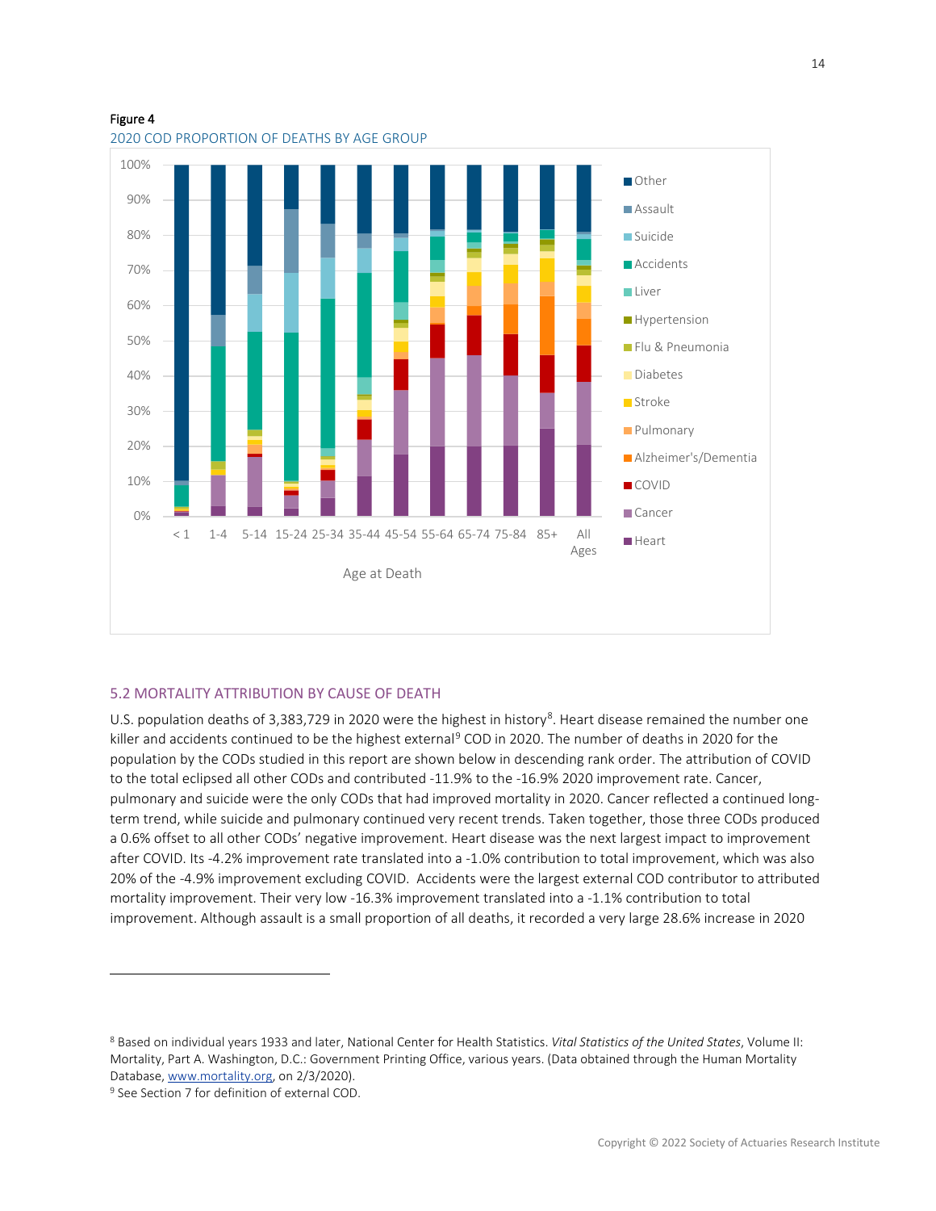**Figure 4**

2020 COD PROPORTION OF DEATHS BY AGE GROUP

## 5.2 MORTALITY ATTRIBUTION BY CAUSE OF DEATH

U.S. population deaths of 3,383,729 in 2020 were the highest in history[8]. Heart disease remained the number one killer and accidents continued to be the highest external[9] COD in 2020. The number of deaths in 2020 for the population by the CODs studied in this report are shown below in descending rank order. The attribution of COVID to the total eclipsed all other CODs and contributed -11.9% to the -16.9% 2020 improvement rate. Cancer, pulmonary and suicide were the only CODs that had improved mortality in 2020. Cancer reflected a continued long-term trend, while suicide and pulmonary continued very recent trends. Taken together, those three CODs produced a 0.6% offset to all other CODs' negative improvement. Heart disease was the next largest impact to improvement after COVID. Its -4.2% improvement rate translated into a -1.0% contribution to total improvement, which was also 20% of the -4.9% improvement excluding COVID. Accidents were the largest external COD contributor to attributed mortality improvement. Their very low -16.3% improvement translated into a -1.1% contribution to total improvement. Although assault is a small proportion of all deaths, it recorded a very large 28.6% increase in 2020

---

[8] Based on individual years 1933 and later, National Center for Health Statistics. *Vital Statistics of the United States*, Volume II: Mortality, Part A. Washington, D.C.: Government Printing Office, various years. (Data obtained through the Human Mortality Database, www.mortality.org, on 2/3/2020).

[9] See Section 7 for definition of external COD.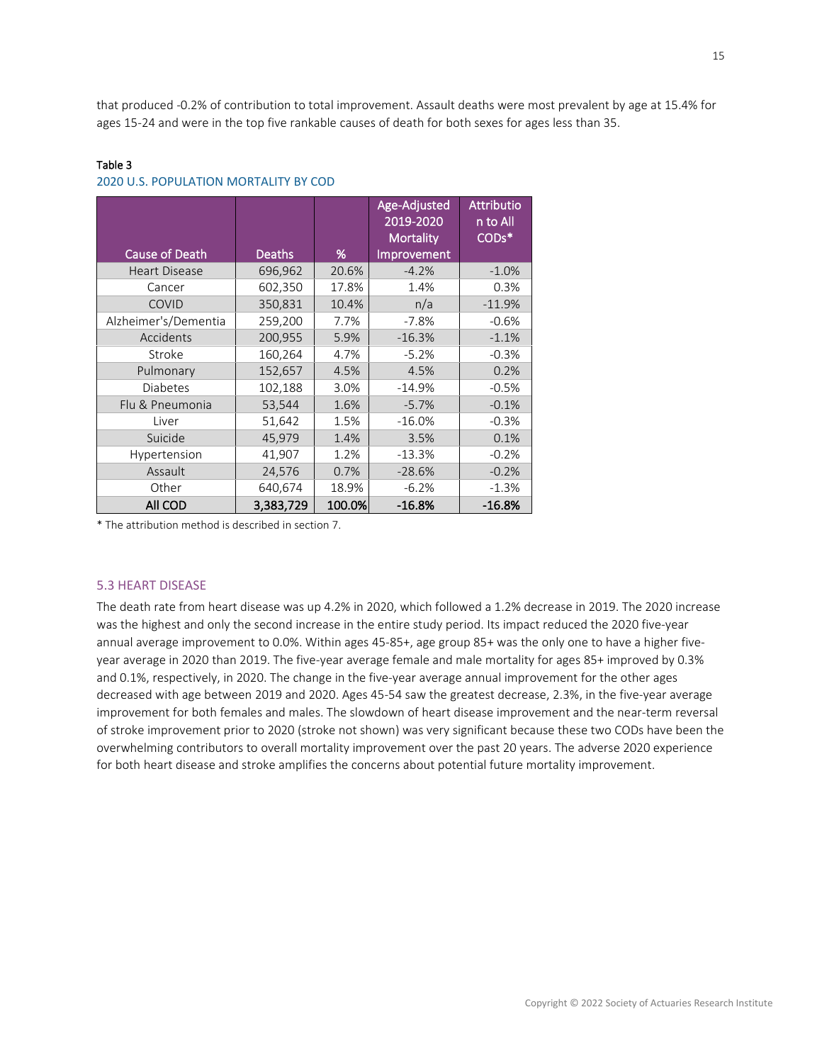that produced -0.2% of contribution to total improvement. Assault deaths were most prevalent by age at 15.4% for ages 15-24 and were in the top five rankable causes of death for both sexes for ages less than 35.

**Table 3**
2020 U.S. POPULATION MORTALITY BY COD

| Cause of Death | Deaths | % | Age-Adjusted 2019-2020 Mortality Improvement | Attribution to All CODs* |
|---|---|---|---|---|
| Heart Disease | 696,962 | 20.6% | -4.2% | -1.0% |
| Cancer | 602,350 | 17.8% | 1.4% | 0.3% |
| COVID | 350,831 | 10.4% | n/a | -11.9% |
| Alzheimer's/Dementia | 259,200 | 7.7% | -7.8% | -0.6% |
| Accidents | 200,955 | 5.9% | -16.3% | -1.1% |
| Stroke | 160,264 | 4.7% | -5.2% | -0.3% |
| Pulmonary | 152,657 | 4.5% | 4.5% | 0.2% |
| Diabetes | 102,188 | 3.0% | -14.9% | -0.5% |
| Flu & Pneumonia | 53,544 | 1.6% | -5.7% | -0.1% |
| Liver | 51,642 | 1.5% | -16.0% | -0.3% |
| Suicide | 45,979 | 1.4% | 3.5% | 0.1% |
| Hypertension | 41,907 | 1.2% | -13.3% | -0.2% |
| Assault | 24,576 | 0.7% | -28.6% | -0.2% |
| Other | 640,674 | 18.9% | -6.2% | -1.3% |
| **All COD** | **3,383,729** | **100.0%** | **-16.8%** | **-16.8%** |

\* The attribution method is described in section 7.

## 5.3 HEART DISEASE

The death rate from heart disease was up 4.2% in 2020, which followed a 1.2% decrease in 2019. The 2020 increase was the highest and only the second increase in the entire study period. Its impact reduced the 2020 five-year annual average improvement to 0.0%. Within ages 45-85+, age group 85+ was the only one to have a higher five-year average in 2020 than 2019. The five-year average female and male mortality for ages 85+ improved by 0.3% and 0.1%, respectively, in 2020. The change in the five-year average annual improvement for the other ages decreased with age between 2019 and 2020. Ages 45-54 saw the greatest decrease, 2.3%, in the five-year average improvement for both females and males. The slowdown of heart disease improvement and the near-term reversal of stroke improvement prior to 2020 (stroke not shown) was very significant because these two CODs have been the overwhelming contributors to overall mortality improvement over the past 20 years. The adverse 2020 experience for both heart disease and stroke amplifies the concerns about potential future mortality improvement.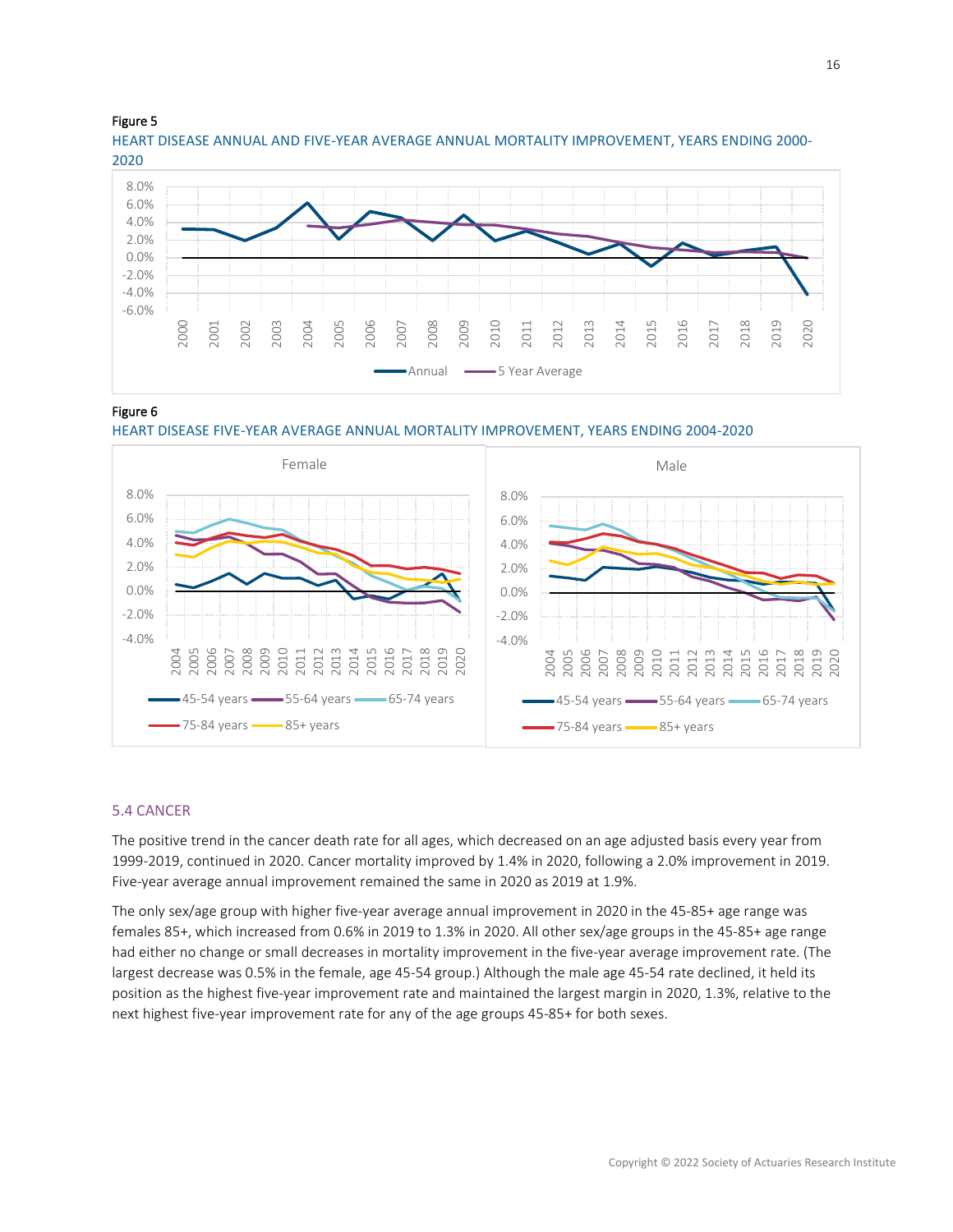Figure 5

HEART DISEASE ANNUAL AND FIVE-YEAR AVERAGE ANNUAL MORTALITY IMPROVEMENT, YEARS ENDING 2000-2020

Figure 6

HEART DISEASE FIVE-YEAR AVERAGE ANNUAL MORTALITY IMPROVEMENT, YEARS ENDING 2004-2020

## 5.4 CANCER

The positive trend in the cancer death rate for all ages, which decreased on an age adjusted basis every year from 1999-2019, continued in 2020. Cancer mortality improved by 1.4% in 2020, following a 2.0% improvement in 2019. Five-year average annual improvement remained the same in 2020 as 2019 at 1.9%.

The only sex/age group with higher five-year average annual improvement in 2020 in the 45-85+ age range was females 85+, which increased from 0.6% in 2019 to 1.3% in 2020. All other sex/age groups in the 45-85+ age range had either no change or small decreases in mortality improvement in the five-year average improvement rate. (The largest decrease was 0.5% in the female, age 45-54 group.) Although the male age 45-54 rate declined, it held its position as the highest five-year improvement rate and maintained the largest margin in 2020, 1.3%, relative to the next highest five-year improvement rate for any of the age groups 45-85+ for both sexes.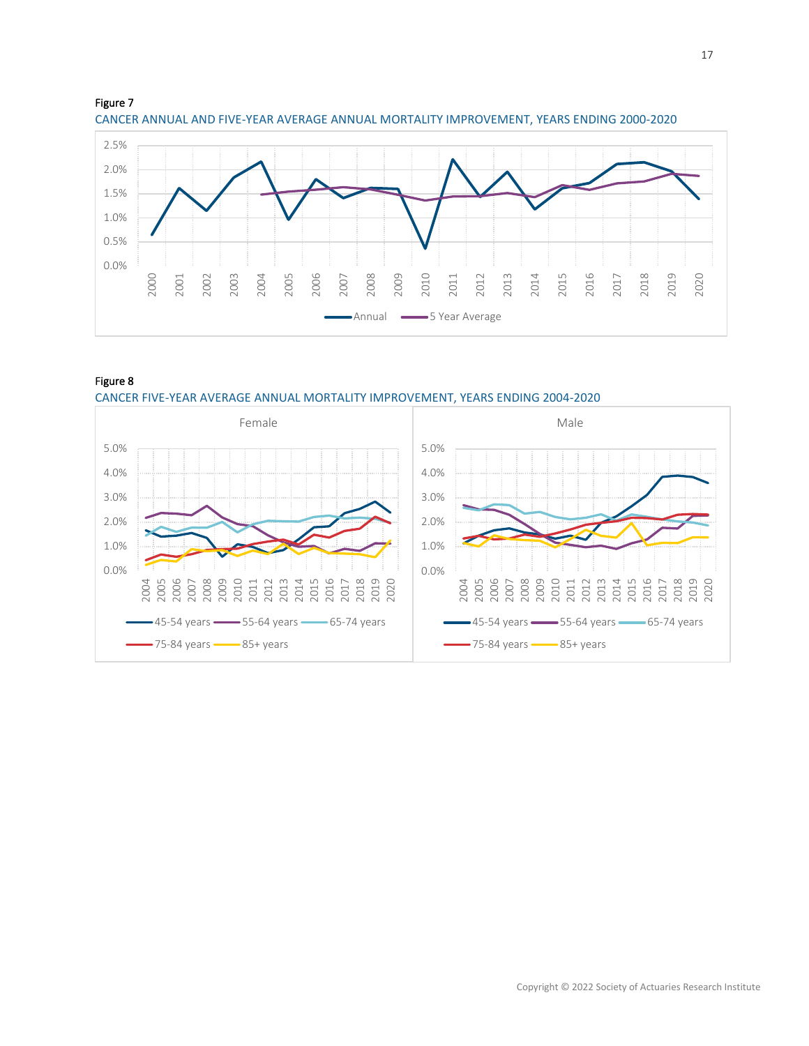Figure 7

CANCER ANNUAL AND FIVE-YEAR AVERAGE ANNUAL MORTALITY IMPROVEMENT, YEARS ENDING 2000-2020

Figure 8

CANCER FIVE-YEAR AVERAGE ANNUAL MORTALITY IMPROVEMENT, YEARS ENDING 2004-2020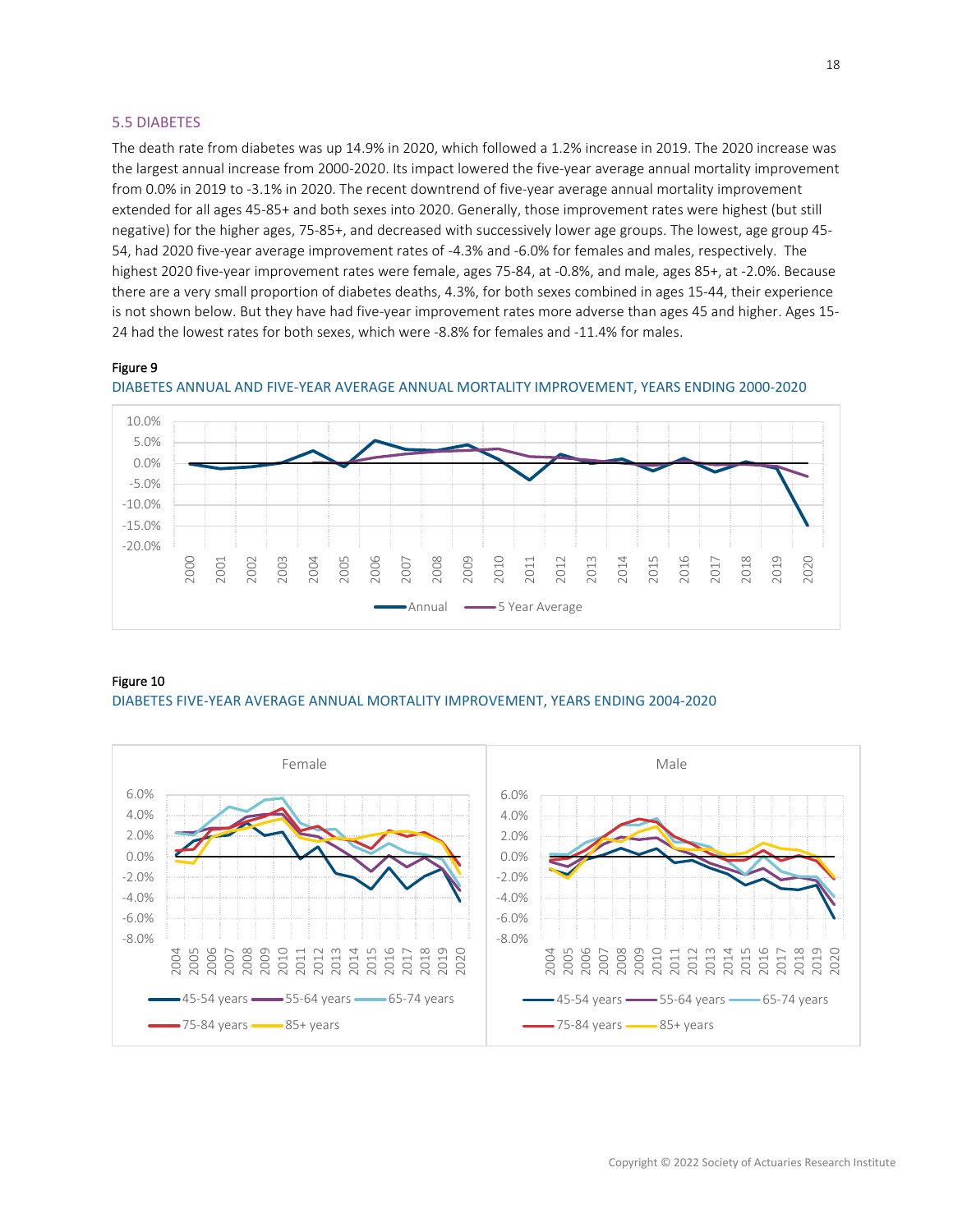## 5.5 DIABETES

The death rate from diabetes was up 14.9% in 2020, which followed a 1.2% increase in 2019. The 2020 increase was the largest annual increase from 2000-2020. Its impact lowered the five-year average annual mortality improvement from 0.0% in 2019 to -3.1% in 2020. The recent downtrend of five-year average annual mortality improvement extended for all ages 45-85+ and both sexes into 2020. Generally, those improvement rates were highest (but still negative) for the higher ages, 75-85+, and decreased with successively lower age groups. The lowest, age group 45-54, had 2020 five-year average improvement rates of -4.3% and -6.0% for females and males, respectively. The highest 2020 five-year improvement rates were female, ages 75-84, at -0.8%, and male, ages 85+, at -2.0%. Because there are a very small proportion of diabetes deaths, 4.3%, for both sexes combined in ages 15-44, their experience is not shown below. But they have had five-year improvement rates more adverse than ages 45 and higher. Ages 15-24 had the lowest rates for both sexes, which were -8.8% for females and -11.4% for males.

**Figure 9**

DIABETES ANNUAL AND FIVE-YEAR AVERAGE ANNUAL MORTALITY IMPROVEMENT, YEARS ENDING 2000-2020

**Figure 10**

DIABETES FIVE-YEAR AVERAGE ANNUAL MORTALITY IMPROVEMENT, YEARS ENDING 2004-2020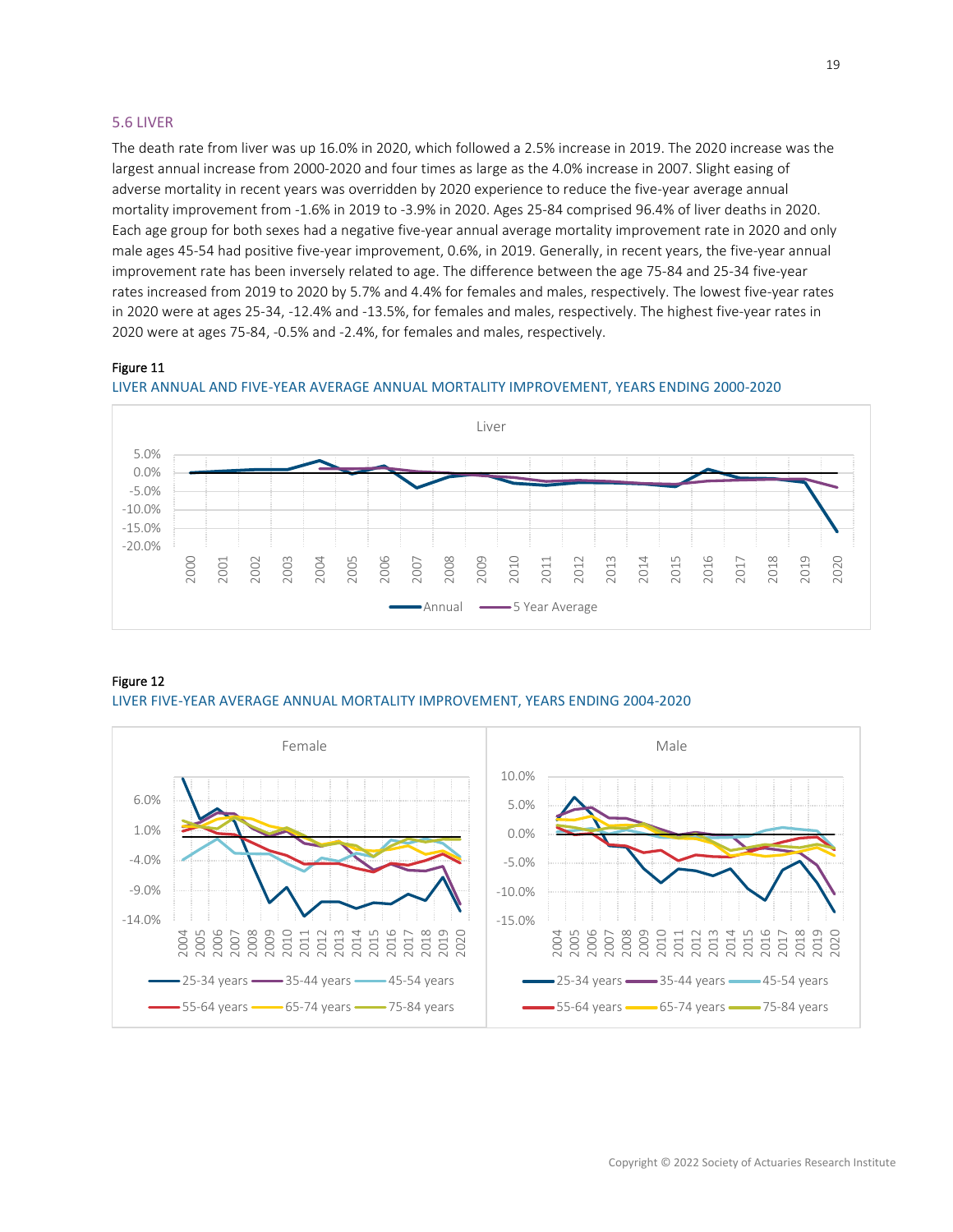## 5.6 LIVER

The death rate from liver was up 16.0% in 2020, which followed a 2.5% increase in 2019. The 2020 increase was the largest annual increase from 2000-2020 and four times as large as the 4.0% increase in 2007. Slight easing of adverse mortality in recent years was overridden by 2020 experience to reduce the five-year average annual mortality improvement from -1.6% in 2019 to -3.9% in 2020. Ages 25-84 comprised 96.4% of liver deaths in 2020. Each age group for both sexes had a negative five-year annual average mortality improvement rate in 2020 and only male ages 45-54 had positive five-year improvement, 0.6%, in 2019. Generally, in recent years, the five-year annual improvement rate has been inversely related to age. The difference between the age 75-84 and 25-34 five-year rates increased from 2019 to 2020 by 5.7% and 4.4% for females and males, respectively. The lowest five-year rates in 2020 were at ages 25-34, -12.4% and -13.5%, for females and males, respectively. The highest five-year rates in 2020 were at ages 75-84, -0.5% and -2.4%, for females and males, respectively.

**Figure 11**

LIVER ANNUAL AND FIVE-YEAR AVERAGE ANNUAL MORTALITY IMPROVEMENT, YEARS ENDING 2000-2020

**Figure 12**

LIVER FIVE-YEAR AVERAGE ANNUAL MORTALITY IMPROVEMENT, YEARS ENDING 2004-2020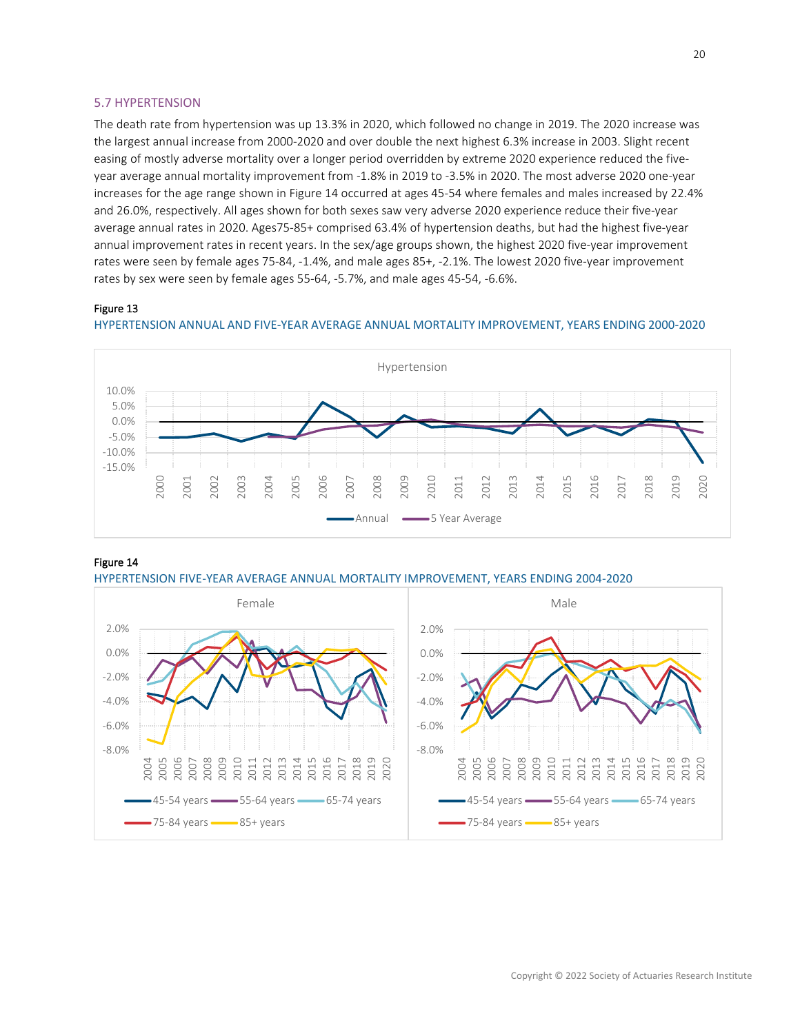## 5.7 HYPERTENSION

The death rate from hypertension was up 13.3% in 2020, which followed no change in 2019. The 2020 increase was the largest annual increase from 2000-2020 and over double the next highest 6.3% increase in 2003. Slight recent easing of mostly adverse mortality over a longer period overridden by extreme 2020 experience reduced the five-year average annual mortality improvement from -1.8% in 2019 to -3.5% in 2020. The most adverse 2020 one-year increases for the age range shown in Figure 14 occurred at ages 45-54 where females and males increased by 22.4% and 26.0%, respectively. All ages shown for both sexes saw very adverse 2020 experience reduce their five-year average annual rates in 2020. Ages75-85+ comprised 63.4% of hypertension deaths, but had the highest five-year annual improvement rates in recent years. In the sex/age groups shown, the highest 2020 five-year improvement rates were seen by female ages 75-84, -1.4%, and male ages 85+, -2.1%. The lowest 2020 five-year improvement rates by sex were seen by female ages 55-64, -5.7%, and male ages 45-54, -6.6%.

**Figure 13**

HYPERTENSION ANNUAL AND FIVE-YEAR AVERAGE ANNUAL MORTALITY IMPROVEMENT, YEARS ENDING 2000-2020

**Figure 14**

HYPERTENSION FIVE-YEAR AVERAGE ANNUAL MORTALITY IMPROVEMENT, YEARS ENDING 2004-2020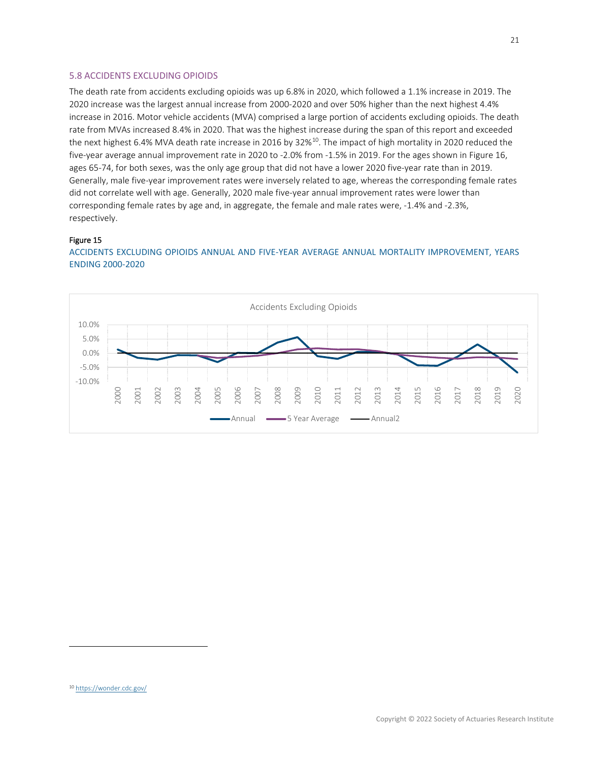## 5.8 ACCIDENTS EXCLUDING OPIOIDS

The death rate from accidents excluding opioids was up 6.8% in 2020, which followed a 1.1% increase in 2019. The 2020 increase was the largest annual increase from 2000-2020 and over 50% higher than the next highest 4.4% increase in 2016. Motor vehicle accidents (MVA) comprised a large portion of accidents excluding opioids. The death rate from MVAs increased 8.4% in 2020. That was the highest increase during the span of this report and exceeded the next highest 6.4% MVA death rate increase in 2016 by 32%[10]. The impact of high mortality in 2020 reduced the five-year average annual improvement rate in 2020 to -2.0% from -1.5% in 2019. For the ages shown in Figure 16, ages 65-74, for both sexes, was the only age group that did not have a lower 2020 five-year rate than in 2019. Generally, male five-year improvement rates were inversely related to age, whereas the corresponding female rates did not correlate well with age. Generally, 2020 male five-year annual improvement rates were lower than corresponding female rates by age and, in aggregate, the female and male rates were, -1.4% and -2.3%, respectively.

Figure 15

ACCIDENTS EXCLUDING OPIOIDS ANNUAL AND FIVE-YEAR AVERAGE ANNUAL MORTALITY IMPROVEMENT, YEARS ENDING 2000-2020

[10] https://wonder.cdc.gov/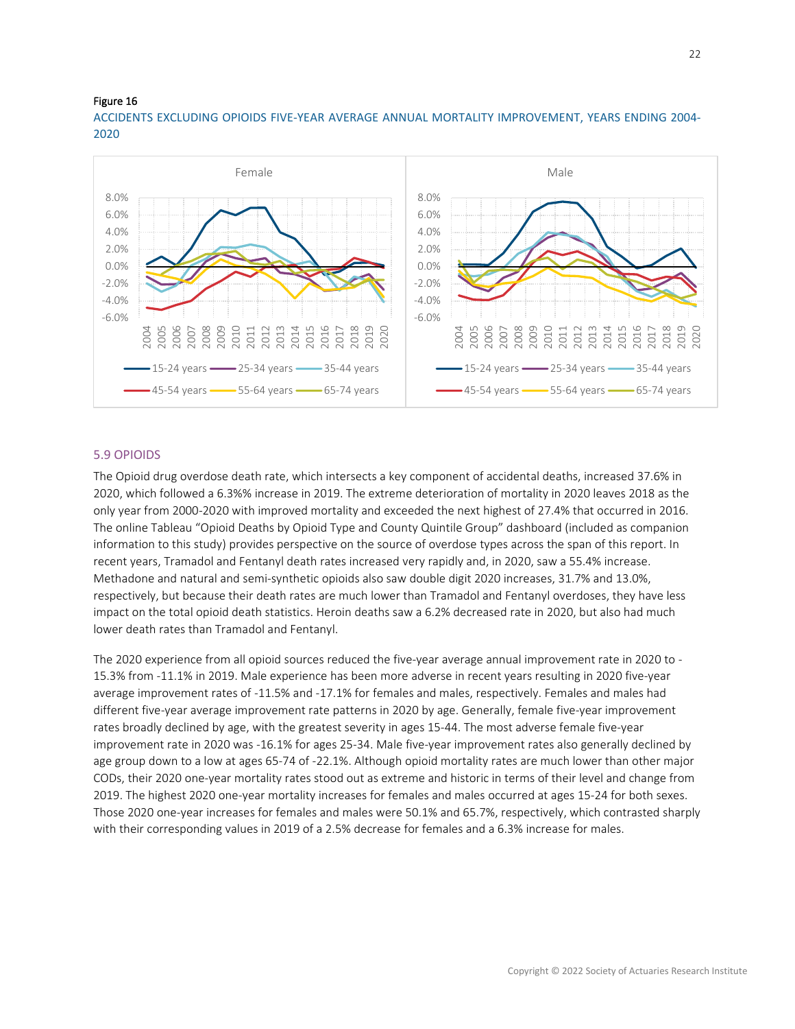Figure 16

ACCIDENTS EXCLUDING OPIOIDS FIVE-YEAR AVERAGE ANNUAL MORTALITY IMPROVEMENT, YEARS ENDING 2004-2020

## 5.9 OPIOIDS

The Opioid drug overdose death rate, which intersects a key component of accidental deaths, increased 37.6% in 2020, which followed a 6.3%% increase in 2019. The extreme deterioration of mortality in 2020 leaves 2018 as the only year from 2000-2020 with improved mortality and exceeded the next highest of 27.4% that occurred in 2016. The online Tableau "Opioid Deaths by Opioid Type and County Quintile Group" dashboard (included as companion information to this study) provides perspective on the source of overdose types across the span of this report. In recent years, Tramadol and Fentanyl death rates increased very rapidly and, in 2020, saw a 55.4% increase. Methadone and natural and semi-synthetic opioids also saw double digit 2020 increases, 31.7% and 13.0%, respectively, but because their death rates are much lower than Tramadol and Fentanyl overdoses, they have less impact on the total opioid death statistics. Heroin deaths saw a 6.2% decreased rate in 2020, but also had much lower death rates than Tramadol and Fentanyl.

The 2020 experience from all opioid sources reduced the five-year average annual improvement rate in 2020 to -15.3% from -11.1% in 2019. Male experience has been more adverse in recent years resulting in 2020 five-year average improvement rates of -11.5% and -17.1% for females and males, respectively. Females and males had different five-year average improvement rate patterns in 2020 by age. Generally, female five-year improvement rates broadly declined by age, with the greatest severity in ages 15-44. The most adverse female five-year improvement rate in 2020 was -16.1% for ages 25-34. Male five-year improvement rates also generally declined by age group down to a low at ages 65-74 of -22.1%. Although opioid mortality rates are much lower than other major CODs, their 2020 one-year mortality rates stood out as extreme and historic in terms of their level and change from 2019. The highest 2020 one-year mortality increases for females and males occurred at ages 15-24 for both sexes. Those 2020 one-year increases for females and males were 50.1% and 65.7%, respectively, which contrasted sharply with their corresponding values in 2019 of a 2.5% decrease for females and a 6.3% increase for males.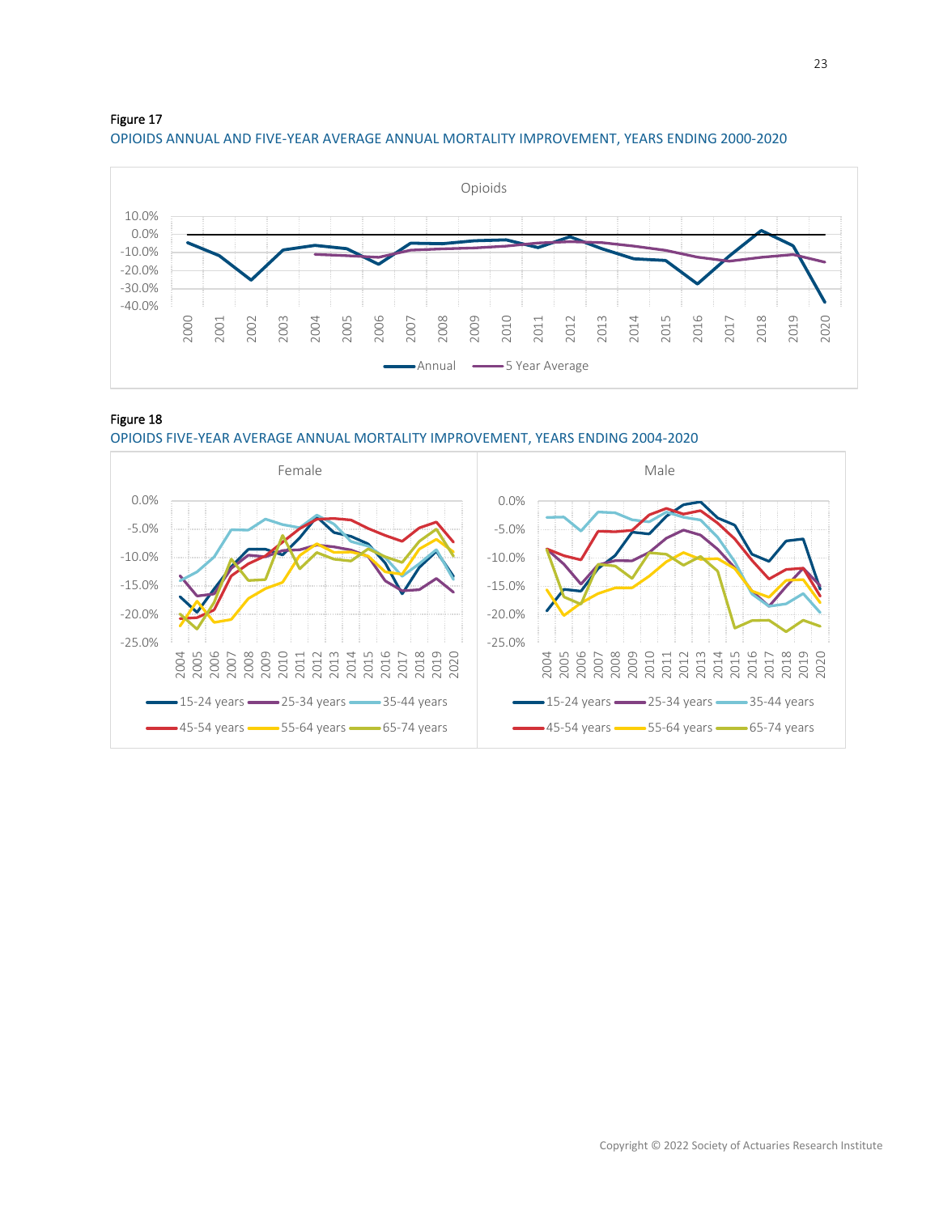Figure 17

OPIOIDS ANNUAL AND FIVE-YEAR AVERAGE ANNUAL MORTALITY IMPROVEMENT, YEARS ENDING 2000-2020

Figure 18

OPIOIDS FIVE-YEAR AVERAGE ANNUAL MORTALITY IMPROVEMENT, YEARS ENDING 2004-2020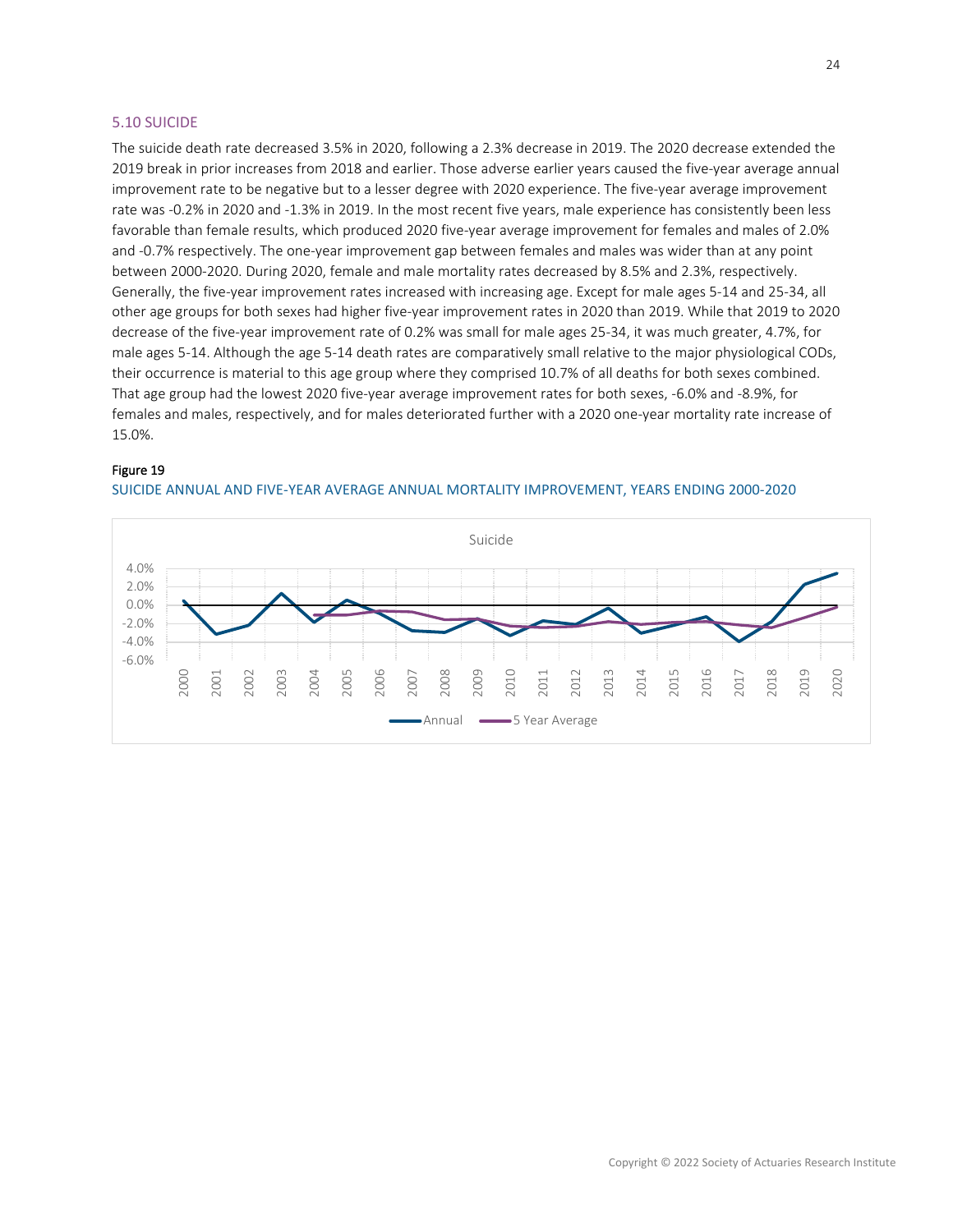## 5.10 SUICIDE

The suicide death rate decreased 3.5% in 2020, following a 2.3% decrease in 2019. The 2020 decrease extended the 2019 break in prior increases from 2018 and earlier. Those adverse earlier years caused the five-year average annual improvement rate to be negative but to a lesser degree with 2020 experience. The five-year average improvement rate was -0.2% in 2020 and -1.3% in 2019. In the most recent five years, male experience has consistently been less favorable than female results, which produced 2020 five-year average improvement for females and males of 2.0% and -0.7% respectively. The one-year improvement gap between females and males was wider than at any point between 2000-2020. During 2020, female and male mortality rates decreased by 8.5% and 2.3%, respectively. Generally, the five-year improvement rates increased with increasing age. Except for male ages 5-14 and 25-34, all other age groups for both sexes had higher five-year improvement rates in 2020 than 2019. While that 2019 to 2020 decrease of the five-year improvement rate of 0.2% was small for male ages 25-34, it was much greater, 4.7%, for male ages 5-14. Although the age 5-14 death rates are comparatively small relative to the major physiological CODs, their occurrence is material to this age group where they comprised 10.7% of all deaths for both sexes combined. That age group had the lowest 2020 five-year average improvement rates for both sexes, -6.0% and -8.9%, for females and males, respectively, and for males deteriorated further with a 2020 one-year mortality rate increase of 15.0%.

**Figure 19**

SUICIDE ANNUAL AND FIVE-YEAR AVERAGE ANNUAL MORTALITY IMPROVEMENT, YEARS ENDING 2000-2020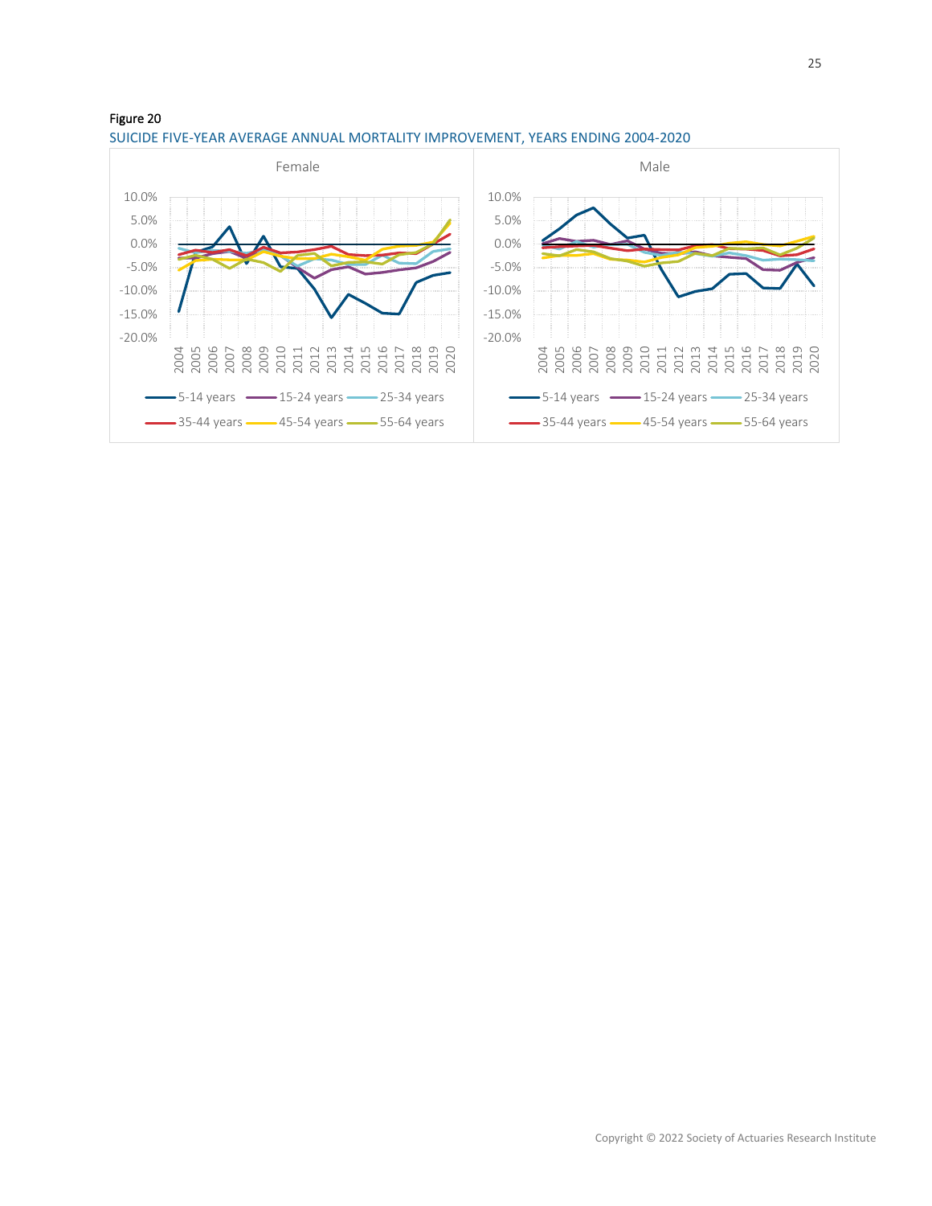Figure 20

SUICIDE FIVE-YEAR AVERAGE ANNUAL MORTALITY IMPROVEMENT, YEARS ENDING 2004-2020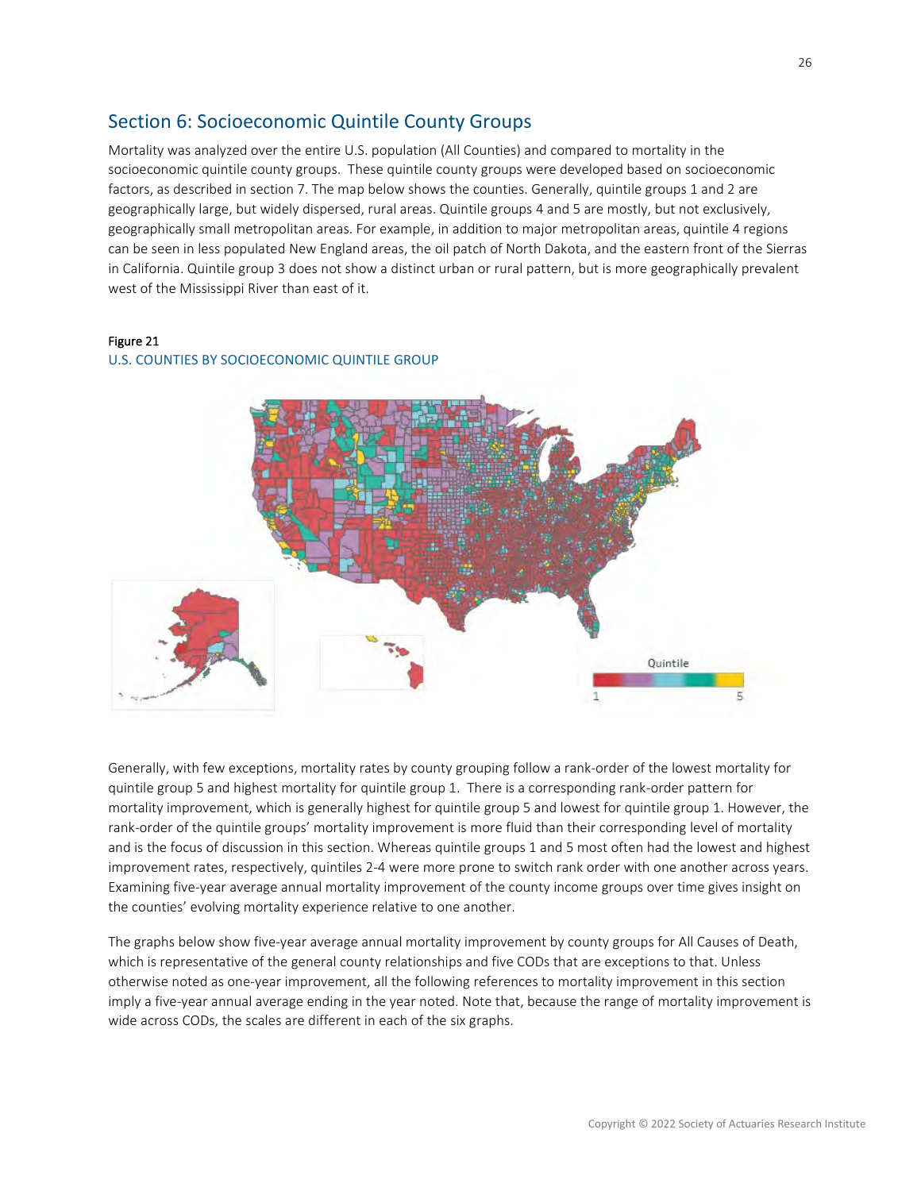## Section 6: Socioeconomic Quintile County Groups

Mortality was analyzed over the entire U.S. population (All Counties) and compared to mortality in the socioeconomic quintile county groups. These quintile county groups were developed based on socioeconomic factors, as described in section 7. The map below shows the counties. Generally, quintile groups 1 and 2 are geographically large, but widely dispersed, rural areas. Quintile groups 4 and 5 are mostly, but not exclusively, geographically small metropolitan areas. For example, in addition to major metropolitan areas, quintile 4 regions can be seen in less populated New England areas, the oil patch of North Dakota, and the eastern front of the Sierras in California. Quintile group 3 does not show a distinct urban or rural pattern, but is more geographically prevalent west of the Mississippi River than east of it.

Figure 21

U.S. COUNTIES BY SOCIOECONOMIC QUINTILE GROUP

Generally, with few exceptions, mortality rates by county grouping follow a rank-order of the lowest mortality for quintile group 5 and highest mortality for quintile group 1. There is a corresponding rank-order pattern for mortality improvement, which is generally highest for quintile group 5 and lowest for quintile group 1. However, the rank-order of the quintile groups' mortality improvement is more fluid than their corresponding level of mortality and is the focus of discussion in this section. Whereas quintile groups 1 and 5 most often had the lowest and highest improvement rates, respectively, quintiles 2-4 were more prone to switch rank order with one another across years. Examining five-year average annual mortality improvement of the county income groups over time gives insight on the counties' evolving mortality experience relative to one another.

The graphs below show five-year average annual mortality improvement by county groups for All Causes of Death, which is representative of the general county relationships and five CODs that are exceptions to that. Unless otherwise noted as one-year improvement, all the following references to mortality improvement in this section imply a five-year annual average ending in the year noted. Note that, because the range of mortality improvement is wide across CODs, the scales are different in each of the six graphs.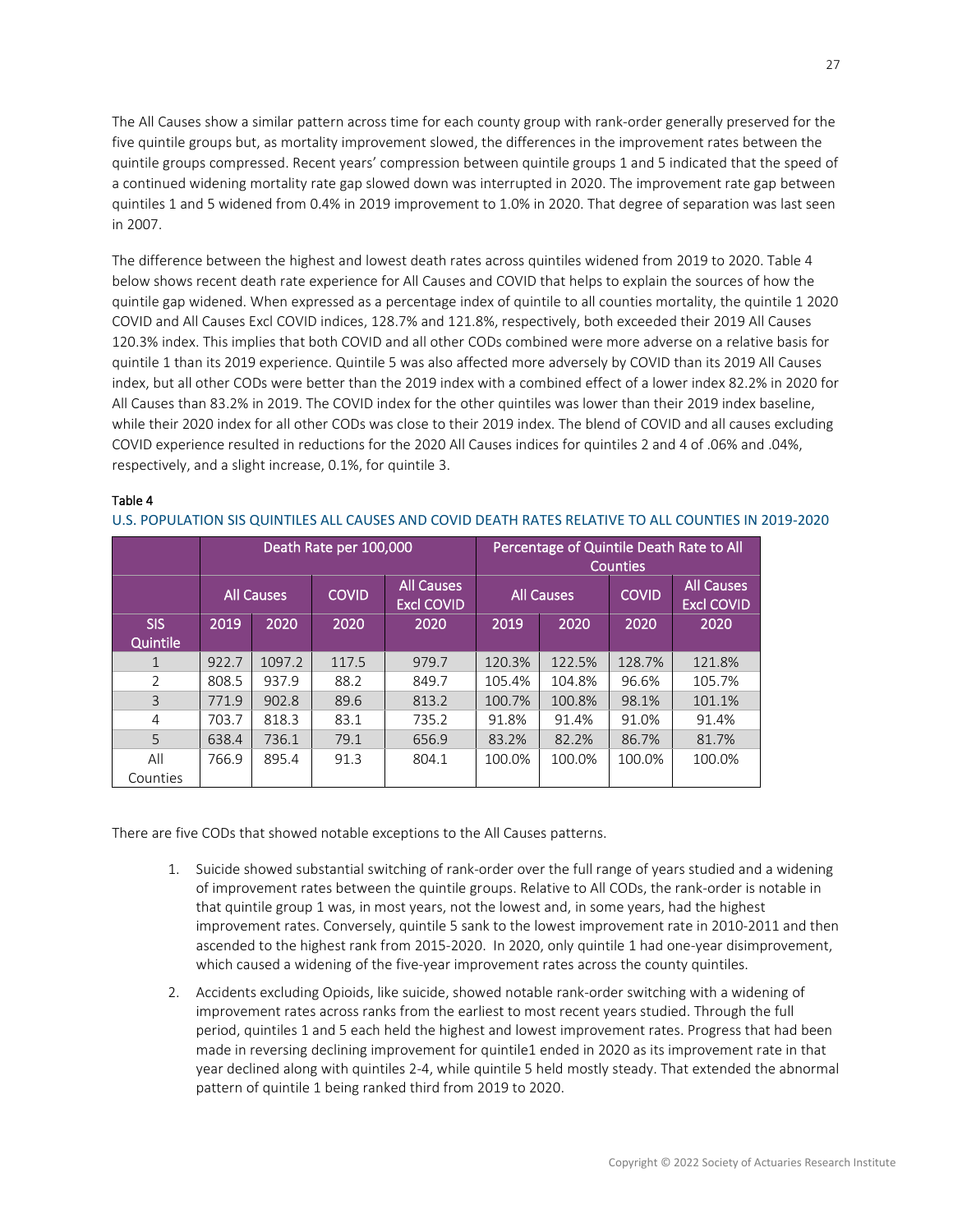The All Causes show a similar pattern across time for each county group with rank-order generally preserved for the five quintile groups but, as mortality improvement slowed, the differences in the improvement rates between the quintile groups compressed. Recent years' compression between quintile groups 1 and 5 indicated that the speed of a continued widening mortality rate gap slowed down was interrupted in 2020. The improvement rate gap between quintiles 1 and 5 widened from 0.4% in 2019 improvement to 1.0% in 2020. That degree of separation was last seen in 2007.

The difference between the highest and lowest death rates across quintiles widened from 2019 to 2020. Table 4 below shows recent death rate experience for All Causes and COVID that helps to explain the sources of how the quintile gap widened. When expressed as a percentage index of quintile to all counties mortality, the quintile 1 2020 COVID and All Causes Excl COVID indices, 128.7% and 121.8%, respectively, both exceeded their 2019 All Causes 120.3% index. This implies that both COVID and all other CODs combined were more adverse on a relative basis for quintile 1 than its 2019 experience. Quintile 5 was also affected more adversely by COVID than its 2019 All Causes index, but all other CODs were better than the 2019 index with a combined effect of a lower index 82.2% in 2020 for All Causes than 83.2% in 2019. The COVID index for the other quintiles was lower than their 2019 index baseline, while their 2020 index for all other CODs was close to their 2019 index. The blend of COVID and all causes excluding COVID experience resulted in reductions for the 2020 All Causes indices for quintiles 2 and 4 of .06% and .04%, respectively, and a slight increase, 0.1%, for quintile 3.

**Table 4**

U.S. POPULATION SIS QUINTILES ALL CAUSES AND COVID DEATH RATES RELATIVE TO ALL COUNTIES IN 2019-2020

| | Death Rate per 100,000 | | | | Percentage of Quintile Death Rate to All Counties | | | |
|---|---|---|---|---|---|---|---|---|
| | All Causes | | COVID | All Causes Excl COVID | All Causes | | COVID | All Causes Excl COVID |
| SIS Quintile | 2019 | 2020 | 2020 | 2020 | 2019 | 2020 | 2020 | 2020 |
| 1 | 922.7 | 1097.2 | 117.5 | 979.7 | 120.3% | 122.5% | 128.7% | 121.8% |
| 2 | 808.5 | 937.9 | 88.2 | 849.7 | 105.4% | 104.8% | 96.6% | 105.7% |
| 3 | 771.9 | 902.8 | 89.6 | 813.2 | 100.7% | 100.8% | 98.1% | 101.1% |
| 4 | 703.7 | 818.3 | 83.1 | 735.2 | 91.8% | 91.4% | 91.0% | 91.4% |
| 5 | 638.4 | 736.1 | 79.1 | 656.9 | 83.2% | 82.2% | 86.7% | 81.7% |
| All Counties | 766.9 | 895.4 | 91.3 | 804.1 | 100.0% | 100.0% | 100.0% | 100.0% |

There are five CODs that showed notable exceptions to the All Causes patterns.

1. Suicide showed substantial switching of rank-order over the full range of years studied and a widening of improvement rates between the quintile groups. Relative to All CODs, the rank-order is notable in that quintile group 1 was, in most years, not the lowest and, in some years, had the highest improvement rates. Conversely, quintile 5 sank to the lowest improvement rate in 2010-2011 and then ascended to the highest rank from 2015-2020. In 2020, only quintile 1 had one-year disimprovement, which caused a widening of the five-year improvement rates across the county quintiles.
2. Accidents excluding Opioids, like suicide, showed notable rank-order switching with a widening of improvement rates across ranks from the earliest to most recent years studied. Through the full period, quintiles 1 and 5 each held the highest and lowest improvement rates. Progress that had been made in reversing declining improvement for quintile1 ended in 2020 as its improvement rate in that year declined along with quintiles 2-4, while quintile 5 held mostly steady. That extended the abnormal pattern of quintile 1 being ranked third from 2019 to 2020.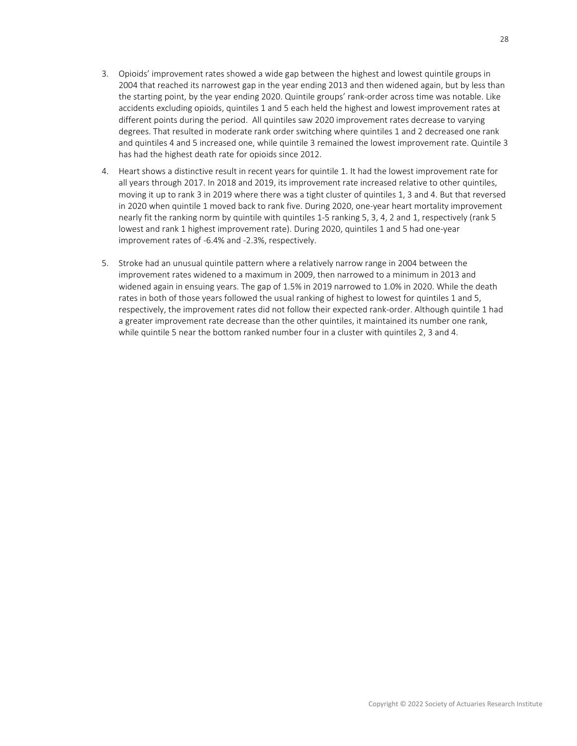3. Opioids' improvement rates showed a wide gap between the highest and lowest quintile groups in 2004 that reached its narrowest gap in the year ending 2013 and then widened again, but by less than the starting point, by the year ending 2020. Quintile groups' rank-order across time was notable. Like accidents excluding opioids, quintiles 1 and 5 each held the highest and lowest improvement rates at different points during the period. All quintiles saw 2020 improvement rates decrease to varying degrees. That resulted in moderate rank order switching where quintiles 1 and 2 decreased one rank and quintiles 4 and 5 increased one, while quintile 3 remained the lowest improvement rate. Quintile 3 has had the highest death rate for opioids since 2012.

4. Heart shows a distinctive result in recent years for quintile 1. It had the lowest improvement rate for all years through 2017. In 2018 and 2019, its improvement rate increased relative to other quintiles, moving it up to rank 3 in 2019 where there was a tight cluster of quintiles 1, 3 and 4. But that reversed in 2020 when quintile 1 moved back to rank five. During 2020, one-year heart mortality improvement nearly fit the ranking norm by quintile with quintiles 1-5 ranking 5, 3, 4, 2 and 1, respectively (rank 5 lowest and rank 1 highest improvement rate). During 2020, quintiles 1 and 5 had one-year improvement rates of -6.4% and -2.3%, respectively.

5. Stroke had an unusual quintile pattern where a relatively narrow range in 2004 between the improvement rates widened to a maximum in 2009, then narrowed to a minimum in 2013 and widened again in ensuing years. The gap of 1.5% in 2019 narrowed to 1.0% in 2020. While the death rates in both of those years followed the usual ranking of highest to lowest for quintiles 1 and 5, respectively, the improvement rates did not follow their expected rank-order. Although quintile 1 had a greater improvement rate decrease than the other quintiles, it maintained its number one rank, while quintile 5 near the bottom ranked number four in a cluster with quintiles 2, 3 and 4.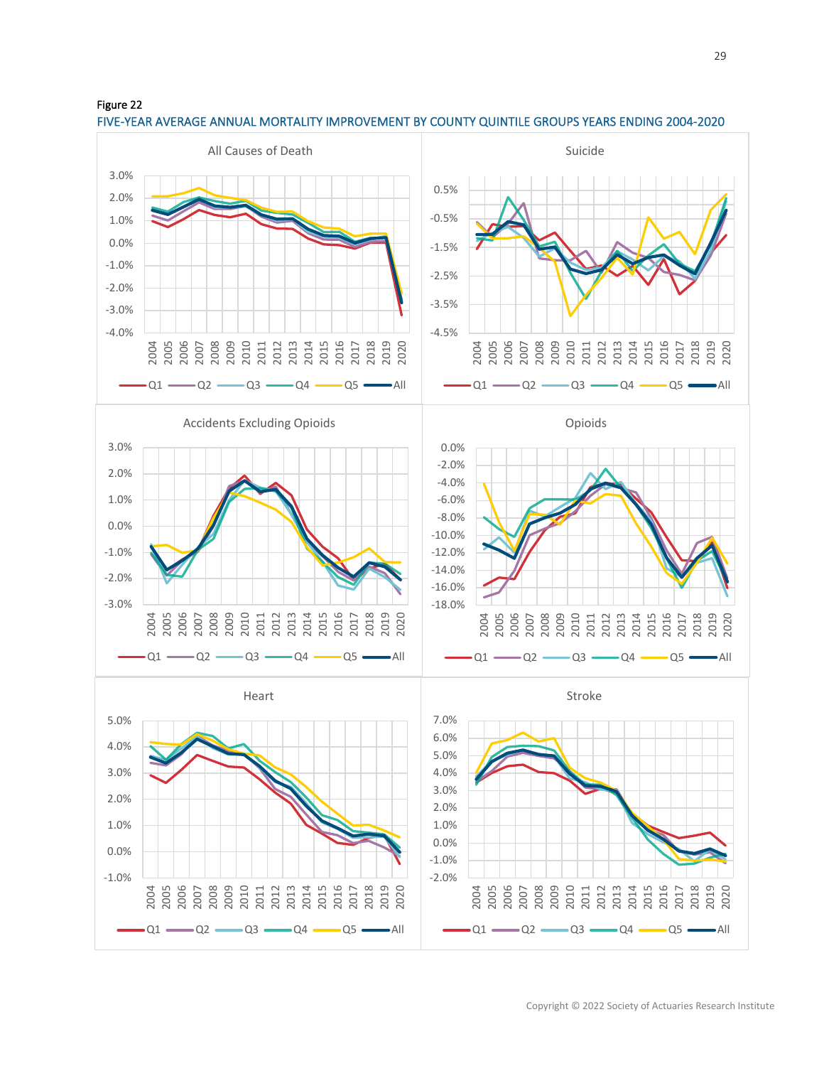Figure 22

FIVE-YEAR AVERAGE ANNUAL MORTALITY IMPROVEMENT BY COUNTY QUINTILE GROUPS YEARS ENDING 2004-2020

Copyright © 2022 Society of Actuaries Research Institute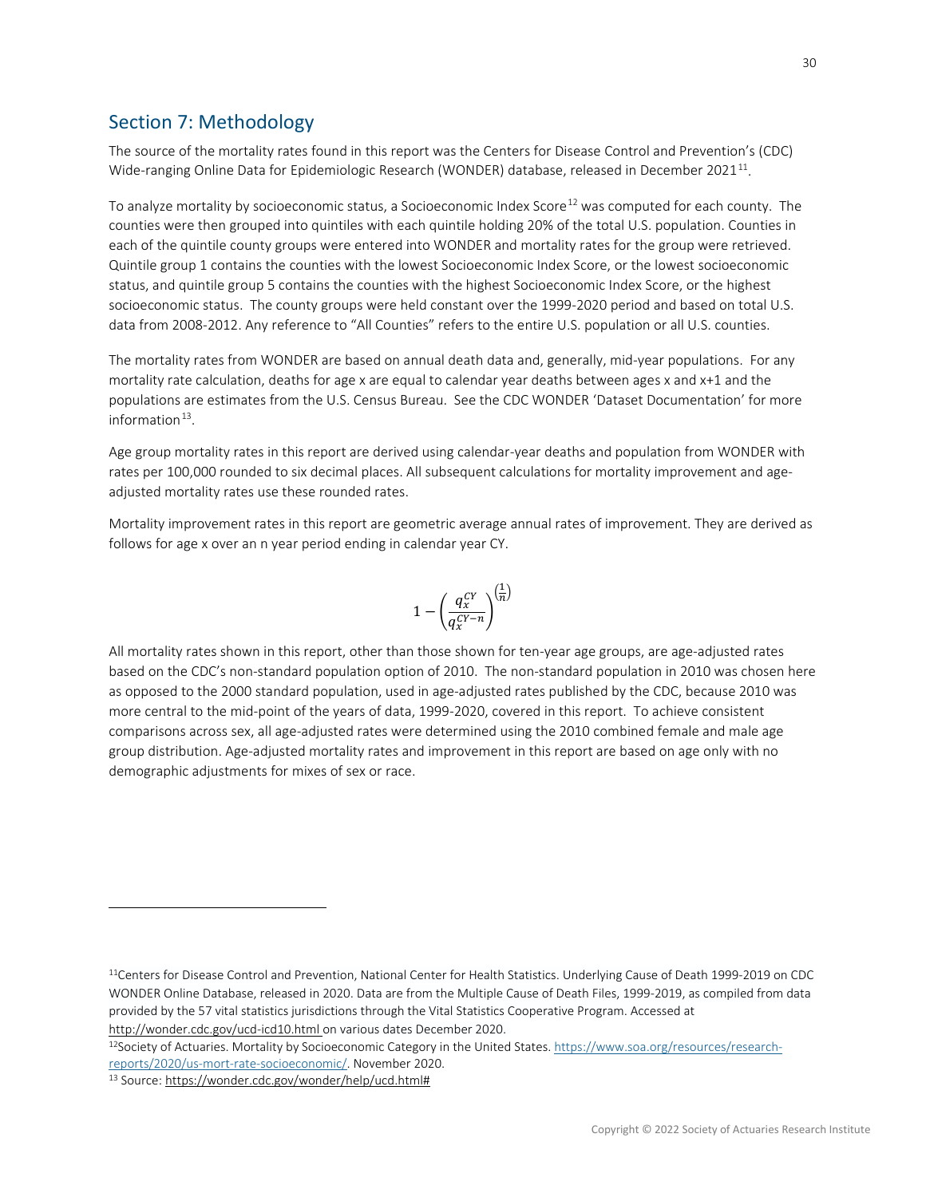## Section 7: Methodology

The source of the mortality rates found in this report was the Centers for Disease Control and Prevention's (CDC) Wide-ranging Online Data for Epidemiologic Research (WONDER) database, released in December 2021[11].

To analyze mortality by socioeconomic status, a Socioeconomic Index Score[12] was computed for each county. The counties were then grouped into quintiles with each quintile holding 20% of the total U.S. population. Counties in each of the quintile county groups were entered into WONDER and mortality rates for the group were retrieved. Quintile group 1 contains the counties with the lowest Socioeconomic Index Score, or the lowest socioeconomic status, and quintile group 5 contains the counties with the highest Socioeconomic Index Score, or the highest socioeconomic status. The county groups were held constant over the 1999-2020 period and based on total U.S. data from 2008-2012. Any reference to "All Counties" refers to the entire U.S. population or all U.S. counties.

The mortality rates from WONDER are based on annual death data and, generally, mid-year populations. For any mortality rate calculation, deaths for age x are equal to calendar year deaths between ages x and x+1 and the populations are estimates from the U.S. Census Bureau. See the CDC WONDER 'Dataset Documentation' for more information[13].

Age group mortality rates in this report are derived using calendar-year deaths and population from WONDER with rates per 100,000 rounded to six decimal places. All subsequent calculations for mortality improvement and age-adjusted mortality rates use these rounded rates.

Mortality improvement rates in this report are geometric average annual rates of improvement. They are derived as follows for age x over an n year period ending in calendar year CY.

$$1 - \left(\frac{q_x^{CY}}{q_x^{CY-n}}\right)^{\left(\frac{1}{n}\right)}$$

All mortality rates shown in this report, other than those shown for ten-year age groups, are age-adjusted rates based on the CDC's non-standard population option of 2010. The non-standard population in 2010 was chosen here as opposed to the 2000 standard population, used in age-adjusted rates published by the CDC, because 2010 was more central to the mid-point of the years of data, 1999-2020, covered in this report. To achieve consistent comparisons across sex, all age-adjusted rates were determined using the 2010 combined female and male age group distribution. Age-adjusted mortality rates and improvement in this report are based on age only with no demographic adjustments for mixes of sex or race.

---

[11] Centers for Disease Control and Prevention, National Center for Health Statistics. Underlying Cause of Death 1999-2019 on CDC WONDER Online Database, released in 2020. Data are from the Multiple Cause of Death Files, 1999-2019, as compiled from data provided by the 57 vital statistics jurisdictions through the Vital Statistics Cooperative Program. Accessed at http://wonder.cdc.gov/ucd-icd10.html on various dates December 2020.

[12] Society of Actuaries. Mortality by Socioeconomic Category in the United States. https://www.soa.org/resources/research-reports/2020/us-mort-rate-socioeconomic/. November 2020.

[13] Source: https://wonder.cdc.gov/wonder/help/ucd.html#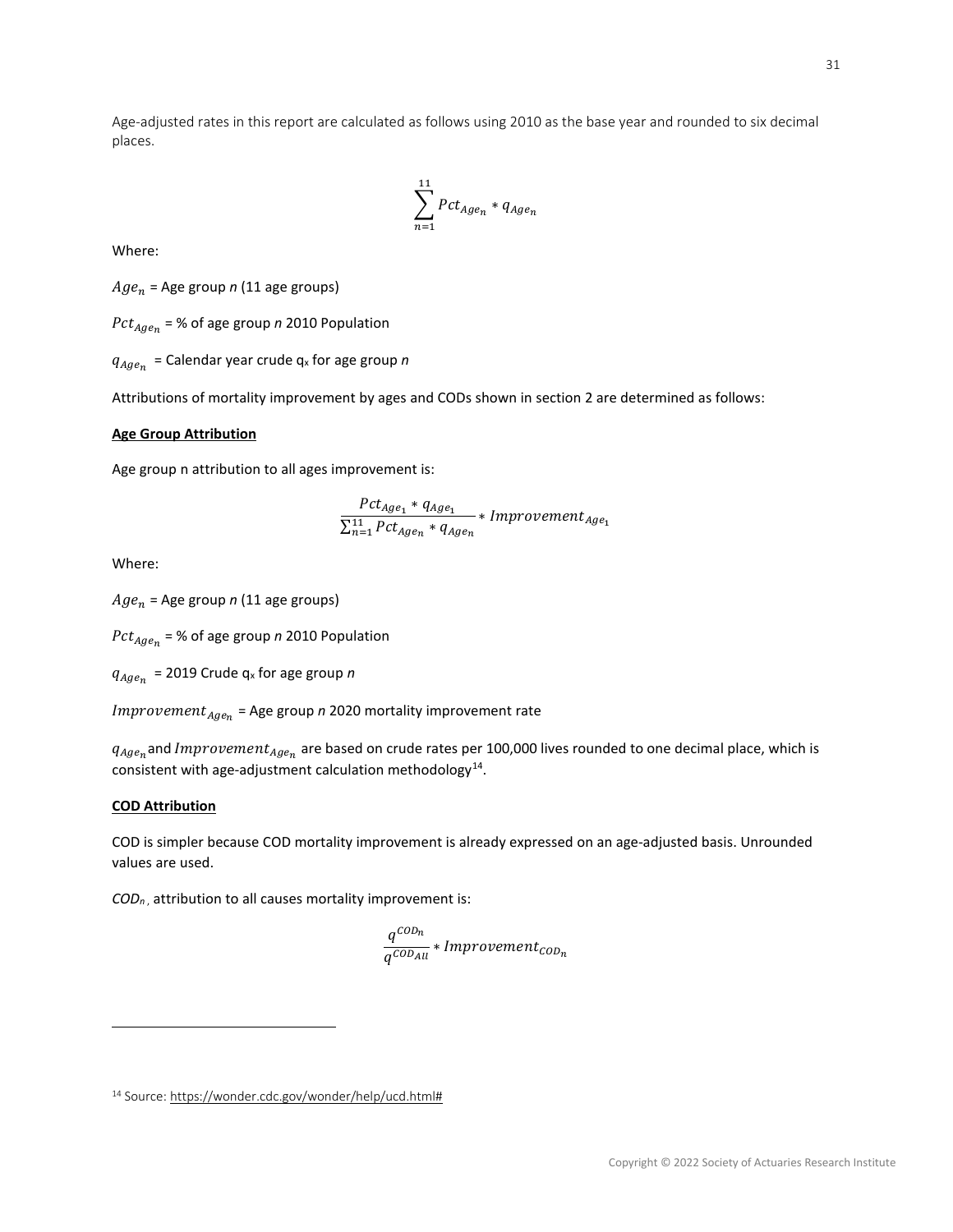Age-adjusted rates in this report are calculated as follows using 2010 as the base year and rounded to six decimal places.

$$\sum_{n=1}^{11} Pct_{Age_n} * q_{Age_n}$$

Where:

$Age_n$ = Age group *n* (11 age groups)

$Pct_{Age_n}$ = % of age group *n* 2010 Population

$q_{Age_n}$ = Calendar year crude $q_x$ for age group *n*

Attributions of mortality improvement by ages and CODs shown in section 2 are determined as follows:

**Age Group Attribution**

Age group n attribution to all ages improvement is:

$$\frac{Pct_{Age_1} * q_{Age_1}}{\sum_{n=1}^{11} Pct_{Age_n} * q_{Age_n}} * Improvement_{Age_1}$$

Where:

$Age_n$ = Age group *n* (11 age groups)

$Pct_{Age_n}$ = % of age group *n* 2010 Population

$q_{Age_n}$ = 2019 Crude $q_x$ for age group *n*

$Improvement_{Age_n}$ = Age group *n* 2020 mortality improvement rate

$q_{Age_n}$ and $Improvement_{Age_n}$ are based on crude rates per 100,000 lives rounded to one decimal place, which is consistent with age-adjustment calculation methodology[14].

**COD Attribution**

COD is simpler because COD mortality improvement is already expressed on an age-adjusted basis. Unrounded values are used.

*$COD_n$*, attribution to all causes mortality improvement is:

$$\frac{q^{COD_n}}{q^{COD_{All}}} * Improvement_{COD_n}$$

[14] Source: https://wonder.cdc.gov/wonder/help/ucd.html#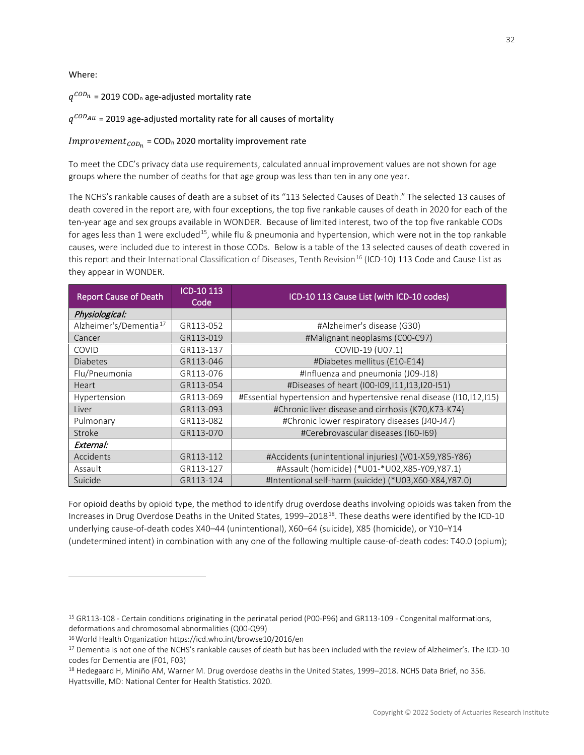Where:

$q^{COD_n}$ = 2019 $COD_n$ age-adjusted mortality rate

$q^{COD_{All}}$ = 2019 age-adjusted mortality rate for all causes of mortality

$Improvement_{COD_n}$ = $COD_n$ 2020 mortality improvement rate

To meet the CDC's privacy data use requirements, calculated annual improvement values are not shown for age groups where the number of deaths for that age group was less than ten in any one year.

The NCHS's rankable causes of death are a subset of its "113 Selected Causes of Death." The selected 13 causes of death covered in the report are, with four exceptions, the top five rankable causes of death in 2020 for each of the ten-year age and sex groups available in WONDER. Because of limited interest, two of the top five rankable CODs for ages less than 1 were excluded[15], while flu & pneumonia and hypertension, which were not in the top rankable causes, were included due to interest in those CODs. Below is a table of the 13 selected causes of death covered in this report and their International Classification of Diseases, Tenth Revision[16] (ICD-10) 113 Code and Cause List as they appear in WONDER.

| Report Cause of Death | ICD-10 113 Code | ICD-10 113 Cause List (with ICD-10 codes) |
|---|---|---|
| *Physiological:* | | |
| Alzheimer's/Dementia[17] | GR113-052 | #Alzheimer's disease (G30) |
| Cancer | GR113-019 | #Malignant neoplasms (C00-C97) |
| COVID | GR113-137 | COVID-19 (U07.1) |
| Diabetes | GR113-046 | #Diabetes mellitus (E10-E14) |
| Flu/Pneumonia | GR113-076 | #Influenza and pneumonia (J09-J18) |
| Heart | GR113-054 | #Diseases of heart (I00-I09,I11,I13,I20-I51) |
| Hypertension | GR113-069 | #Essential hypertension and hypertensive renal disease (I10,I12,I15) |
| Liver | GR113-093 | #Chronic liver disease and cirrhosis (K70,K73-K74) |
| Pulmonary | GR113-082 | #Chronic lower respiratory diseases (J40-J47) |
| Stroke | GR113-070 | #Cerebrovascular diseases (I60-I69) |
| *External:* | | |
| Accidents | GR113-112 | #Accidents (unintentional injuries) (V01-X59,Y85-Y86) |
| Assault | GR113-127 | #Assault (homicide) (*U01-*U02,X85-Y09,Y87.1) |
| Suicide | GR113-124 | #Intentional self-harm (suicide) (*U03,X60-X84,Y87.0) |

For opioid deaths by opioid type, the method to identify drug overdose deaths involving opioids was taken from the Increases in Drug Overdose Deaths in the United States, 1999–2018[18]. These deaths were identified by the ICD-10 underlying cause-of-death codes X40–44 (unintentional), X60–64 (suicide), X85 (homicide), or Y10–Y14 (undetermined intent) in combination with any one of the following multiple cause-of-death codes: T40.0 (opium);

---

[15] GR113-108 - Certain conditions originating in the perinatal period (P00-P96) and GR113-109 - Congenital malformations, deformations and chromosomal abnormalities (Q00-Q99)

[16] World Health Organization https://icd.who.int/browse10/2016/en

[17] Dementia is not one of the NCHS's rankable causes of death but has been included with the review of Alzheimer's. The ICD-10 codes for Dementia are (F01, F03)

[18] Hedegaard H, Miniño AM, Warner M. Drug overdose deaths in the United States, 1999–2018. NCHS Data Brief, no 356. Hyattsville, MD: National Center for Health Statistics. 2020.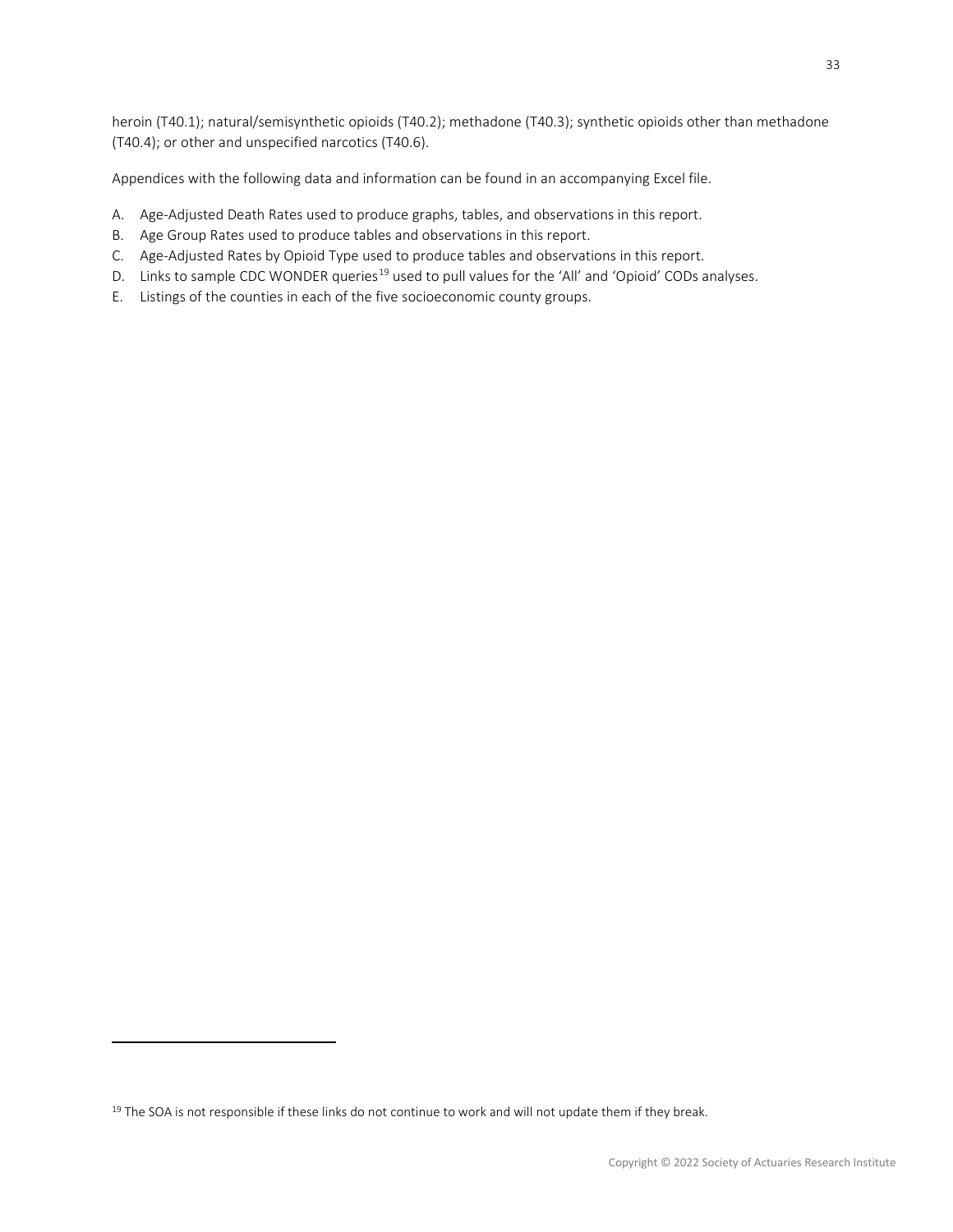heroin (T40.1); natural/semisynthetic opioids (T40.2); methadone (T40.3); synthetic opioids other than methadone (T40.4); or other and unspecified narcotics (T40.6).

Appendices with the following data and information can be found in an accompanying Excel file.

A. Age-Adjusted Death Rates used to produce graphs, tables, and observations in this report.
B. Age Group Rates used to produce tables and observations in this report.
C. Age-Adjusted Rates by Opioid Type used to produce tables and observations in this report.
D. Links to sample CDC WONDER queries[19] used to pull values for the 'All' and 'Opioid' CODs analyses.
E. Listings of the counties in each of the five socioeconomic county groups.

---

[19] The SOA is not responsible if these links do not continue to work and will not update them if they break.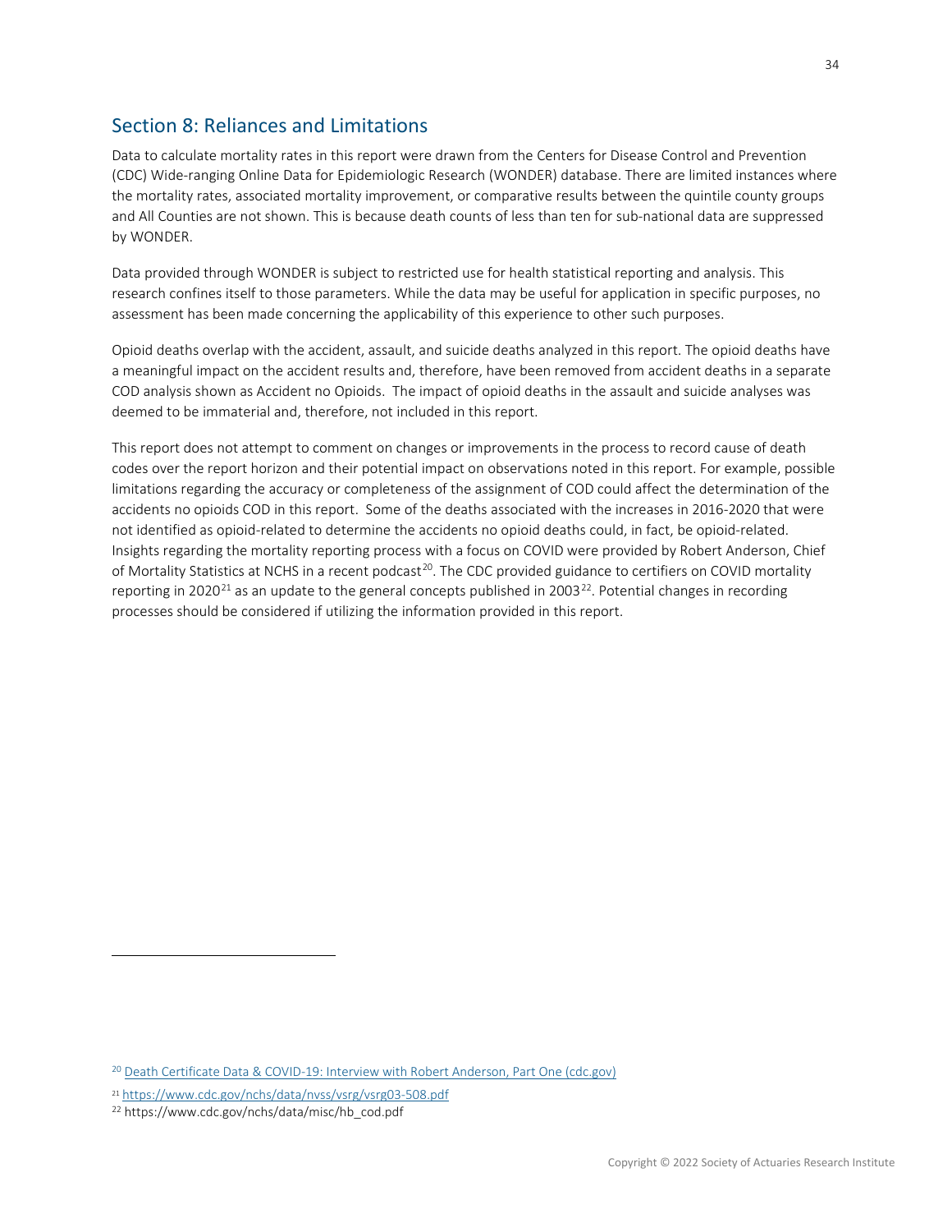## Section 8: Reliances and Limitations

Data to calculate mortality rates in this report were drawn from the Centers for Disease Control and Prevention (CDC) Wide-ranging Online Data for Epidemiologic Research (WONDER) database. There are limited instances where the mortality rates, associated mortality improvement, or comparative results between the quintile county groups and All Counties are not shown. This is because death counts of less than ten for sub-national data are suppressed by WONDER.

Data provided through WONDER is subject to restricted use for health statistical reporting and analysis. This research confines itself to those parameters. While the data may be useful for application in specific purposes, no assessment has been made concerning the applicability of this experience to other such purposes.

Opioid deaths overlap with the accident, assault, and suicide deaths analyzed in this report. The opioid deaths have a meaningful impact on the accident results and, therefore, have been removed from accident deaths in a separate COD analysis shown as Accident no Opioids. The impact of opioid deaths in the assault and suicide analyses was deemed to be immaterial and, therefore, not included in this report.

This report does not attempt to comment on changes or improvements in the process to record cause of death codes over the report horizon and their potential impact on observations noted in this report. For example, possible limitations regarding the accuracy or completeness of the assignment of COD could affect the determination of the accidents no opioids COD in this report. Some of the deaths associated with the increases in 2016-2020 that were not identified as opioid-related to determine the accidents no opioid deaths could, in fact, be opioid-related. Insights regarding the mortality reporting process with a focus on COVID were provided by Robert Anderson, Chief of Mortality Statistics at NCHS in a recent podcast[20]. The CDC provided guidance to certifiers on COVID mortality reporting in 2020[21] as an update to the general concepts published in 2003[22]. Potential changes in recording processes should be considered if utilizing the information provided in this report.

---

[20] Death Certificate Data & COVID-19: Interview with Robert Anderson, Part One (cdc.gov)

[21] https://www.cdc.gov/nchs/data/nvss/vsrg/vsrg03-508.pdf

[22] https://www.cdc.gov/nchs/data/misc/hb_cod.pdf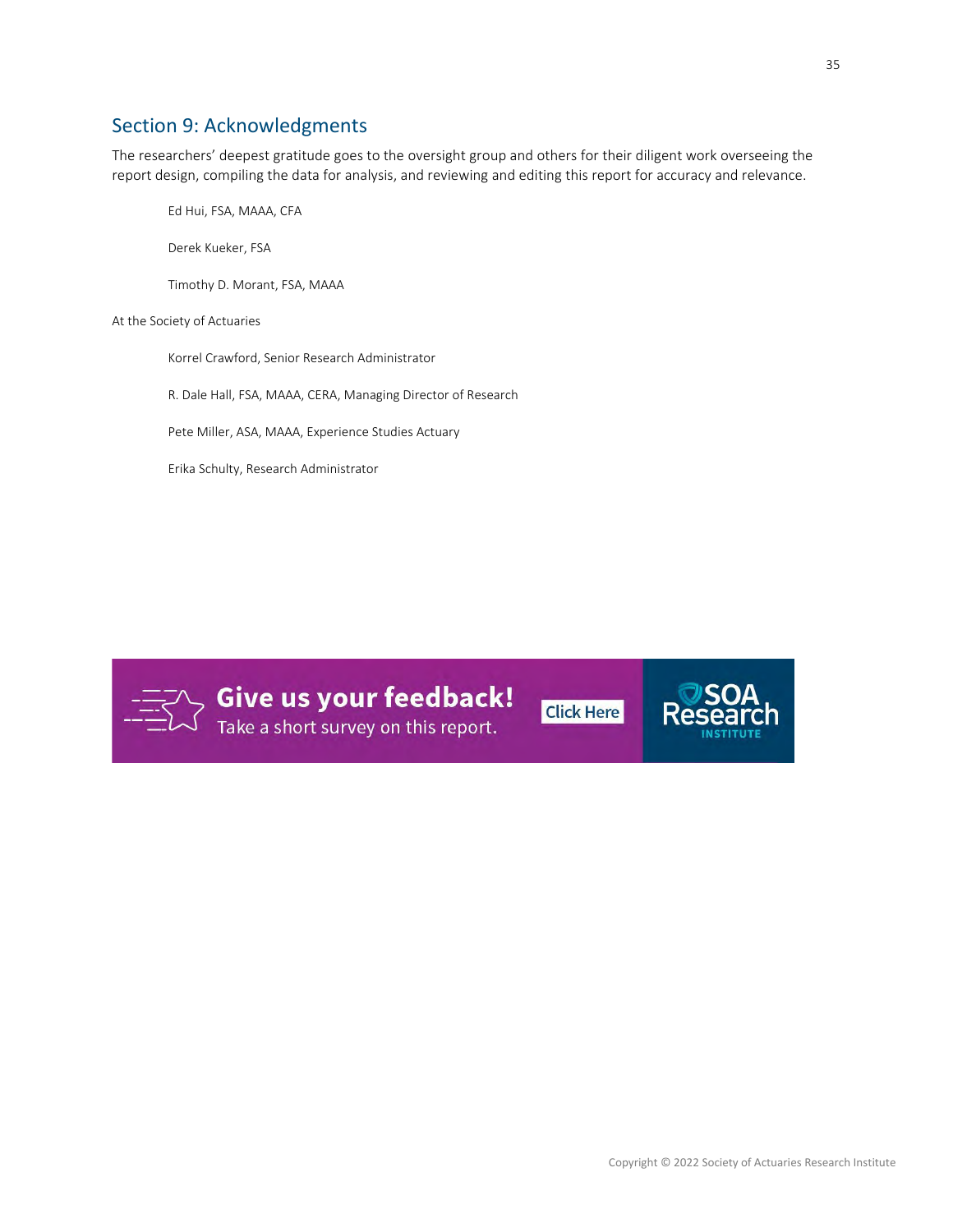## Section 9: Acknowledgments

The researchers' deepest gratitude goes to the oversight group and others for their diligent work overseeing the report design, compiling the data for analysis, and reviewing and editing this report for accuracy and relevance.

Ed Hui, FSA, MAAA, CFA

Derek Kueker, FSA

Timothy D. Morant, FSA, MAAA

At the Society of Actuaries

Korrel Crawford, Senior Research Administrator

R. Dale Hall, FSA, MAAA, CERA, Managing Director of Research

Pete Miller, ASA, MAAA, Experience Studies Actuary

Erika Schulty, Research Administrator

**Give us your feedback!**
Take a short survey on this report.

Click Here

SOA Research INSTITUTE

Copyright © 2022 Society of Actuaries Research Institute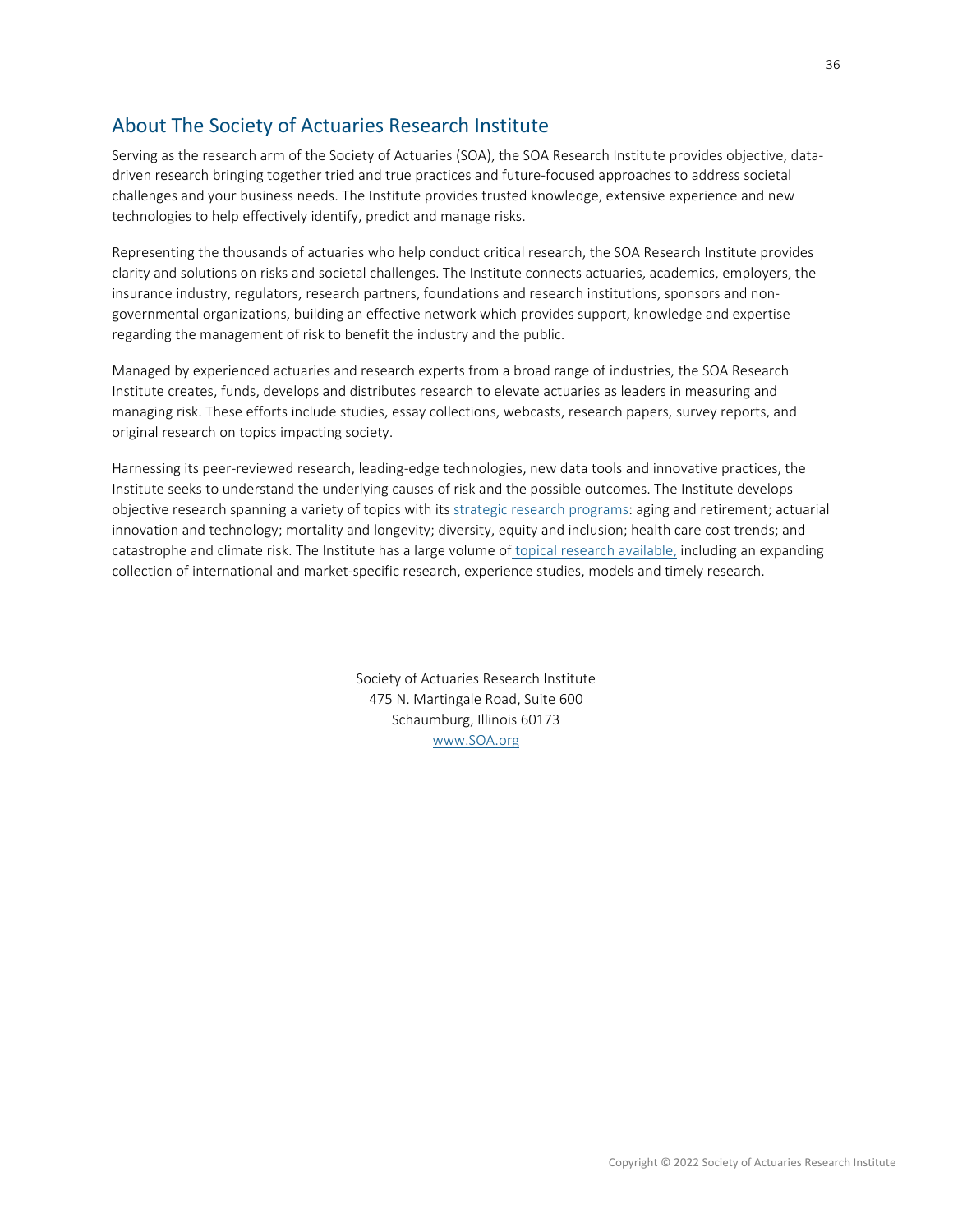## About The Society of Actuaries Research Institute

Serving as the research arm of the Society of Actuaries (SOA), the SOA Research Institute provides objective, data-driven research bringing together tried and true practices and future-focused approaches to address societal challenges and your business needs. The Institute provides trusted knowledge, extensive experience and new technologies to help effectively identify, predict and manage risks.

Representing the thousands of actuaries who help conduct critical research, the SOA Research Institute provides clarity and solutions on risks and societal challenges. The Institute connects actuaries, academics, employers, the insurance industry, regulators, research partners, foundations and research institutions, sponsors and non-governmental organizations, building an effective network which provides support, knowledge and expertise regarding the management of risk to benefit the industry and the public.

Managed by experienced actuaries and research experts from a broad range of industries, the SOA Research Institute creates, funds, develops and distributes research to elevate actuaries as leaders in measuring and managing risk. These efforts include studies, essay collections, webcasts, research papers, survey reports, and original research on topics impacting society.

Harnessing its peer-reviewed research, leading-edge technologies, new data tools and innovative practices, the Institute seeks to understand the underlying causes of risk and the possible outcomes. The Institute develops objective research spanning a variety of topics with its strategic research programs: aging and retirement; actuarial innovation and technology; mortality and longevity; diversity, equity and inclusion; health care cost trends; and catastrophe and climate risk. The Institute has a large volume of topical research available, including an expanding collection of international and market-specific research, experience studies, models and timely research.

Society of Actuaries Research Institute
475 N. Martingale Road, Suite 600
Schaumburg, Illinois 60173
www.SOA.org